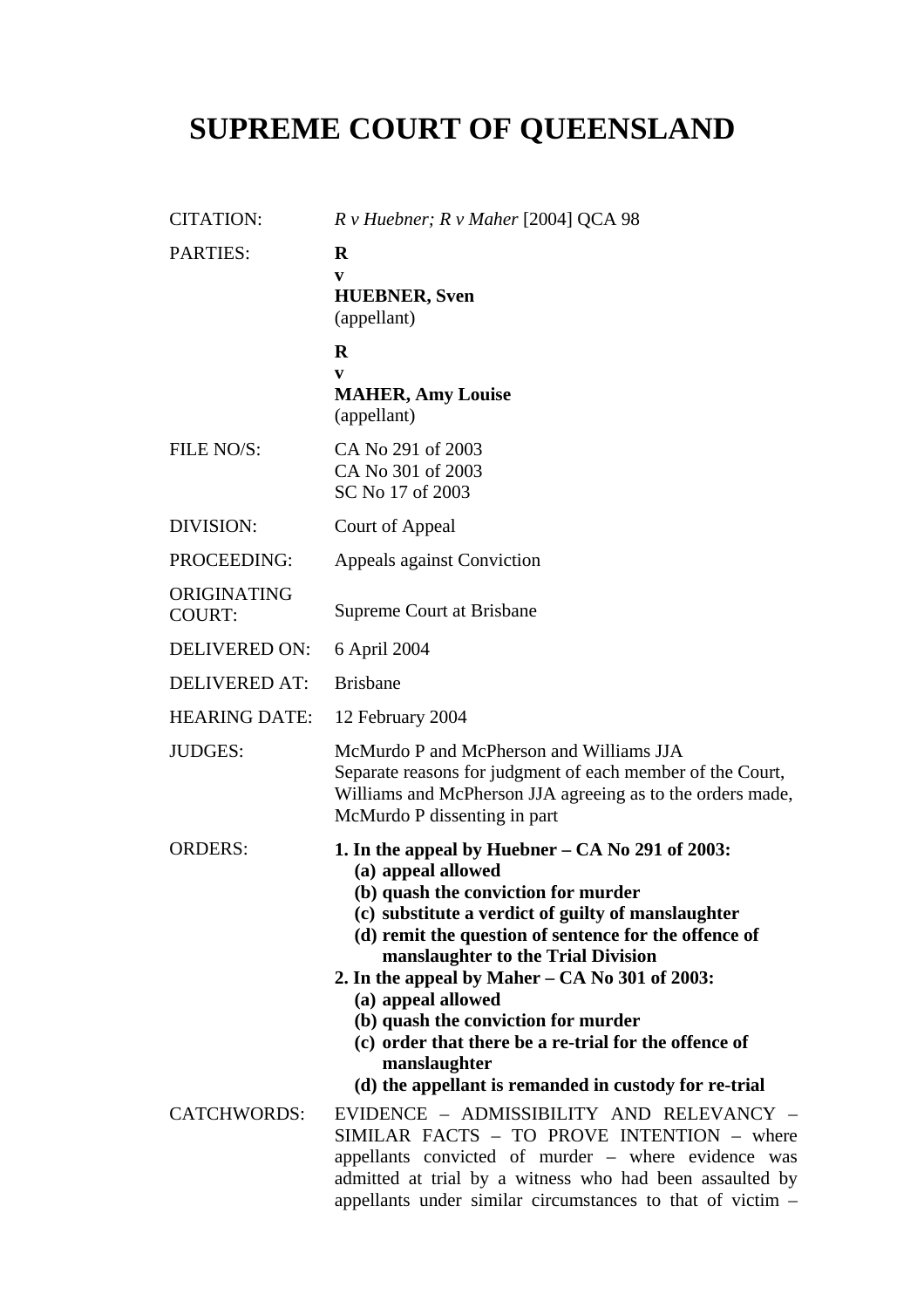# SUPREME COURT OF QUEENSLAND

| | |
|---|---|
| CITATION: | *R v Huebner; R v Maher* [2004] QCA 98 |
| PARTIES: | **R**<br>**v**<br>**HUEBNER, Sven**<br>(appellant)<br><br>**R**<br>**v**<br>**MAHER, Amy Louise**<br>(appellant) |
| FILE NO/S: | CA No 291 of 2003<br>CA No 301 of 2003<br>SC No 17 of 2003 |
| DIVISION: | Court of Appeal |
| PROCEEDING: | Appeals against Conviction |
| ORIGINATING COURT: | Supreme Court at Brisbane |
| DELIVERED ON: | 6 April 2004 |
| DELIVERED AT: | Brisbane |
| HEARING DATE: | 12 February 2004 |
| JUDGES: | McMurdo P and McPherson and Williams JJA<br>Separate reasons for judgment of each member of the Court, Williams and McPherson JJA agreeing as to the orders made, McMurdo P dissenting in part |
| ORDERS: | **1. In the appeal by Huebner – CA No 291 of 2003:**<br>**(a) appeal allowed**<br>**(b) quash the conviction for murder**<br>**(c) substitute a verdict of guilty of manslaughter**<br>**(d) remit the question of sentence for the offence of manslaughter to the Trial Division**<br>**2. In the appeal by Maher – CA No 301 of 2003:**<br>**(a) appeal allowed**<br>**(b) quash the conviction for murder**<br>**(c) order that there be a re-trial for the offence of manslaughter**<br>**(d) the appellant is remanded in custody for re-trial** |
| CATCHWORDS: | EVIDENCE – ADMISSIBILITY AND RELEVANCY – SIMILAR FACTS – TO PROVE INTENTION – where appellants convicted of murder – where evidence was admitted at trial by a witness who had been assaulted by appellants under similar circumstances to that of victim – |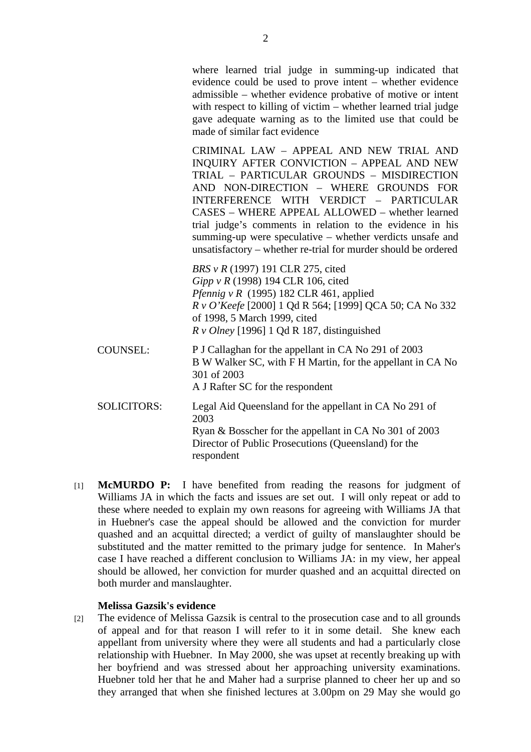where learned trial judge in summing-up indicated that evidence could be used to prove intent – whether evidence admissible – whether evidence probative of motive or intent with respect to killing of victim – whether learned trial judge gave adequate warning as to the limited use that could be made of similar fact evidence

CRIMINAL LAW – APPEAL AND NEW TRIAL AND INQUIRY AFTER CONVICTION – APPEAL AND NEW TRIAL – PARTICULAR GROUNDS – MISDIRECTION AND NON-DIRECTION – WHERE GROUNDS FOR INTERFERENCE WITH VERDICT – PARTICULAR CASES – WHERE APPEAL ALLOWED – whether learned trial judge's comments in relation to the evidence in his summing-up were speculative – whether verdicts unsafe and unsatisfactory – whether re-trial for murder should be ordered

*BRS v R* (1997) 191 CLR 275, cited
*Gipp v R* (1998) 194 CLR 106, cited
*Pfennig v R* (1995) 182 CLR 461, applied
*R v O'Keefe* [2000] 1 Qd R 564; [1999] QCA 50; CA No 332 of 1998, 5 March 1999, cited
*R v Olney* [1996] 1 Qd R 187, distinguished

COUNSEL: P J Callaghan for the appellant in CA No 291 of 2003
B W Walker SC, with F H Martin, for the appellant in CA No 301 of 2003
A J Rafter SC for the respondent

SOLICITORS: Legal Aid Queensland for the appellant in CA No 291 of 2003
Ryan & Bosscher for the appellant in CA No 301 of 2003
Director of Public Prosecutions (Queensland) for the respondent

[1] **McMURDO P:** I have benefited from reading the reasons for judgment of Williams JA in which the facts and issues are set out. I will only repeat or add to these where needed to explain my own reasons for agreeing with Williams JA that in Huebner's case the appeal should be allowed and the conviction for murder quashed and an acquittal directed; a verdict of guilty of manslaughter should be substituted and the matter remitted to the primary judge for sentence. In Maher's case I have reached a different conclusion to Williams JA: in my view, her appeal should be allowed, her conviction for murder quashed and an acquittal directed on both murder and manslaughter.

**Melissa Gazsik's evidence**

[2] The evidence of Melissa Gazsik is central to the prosecution case and to all grounds of appeal and for that reason I will refer to it in some detail. She knew each appellant from university where they were all students and had a particularly close relationship with Huebner. In May 2000, she was upset at recently breaking up with her boyfriend and was stressed about her approaching university examinations. Huebner told her that he and Maher had a surprise planned to cheer her up and so they arranged that when she finished lectures at 3.00pm on 29 May she would go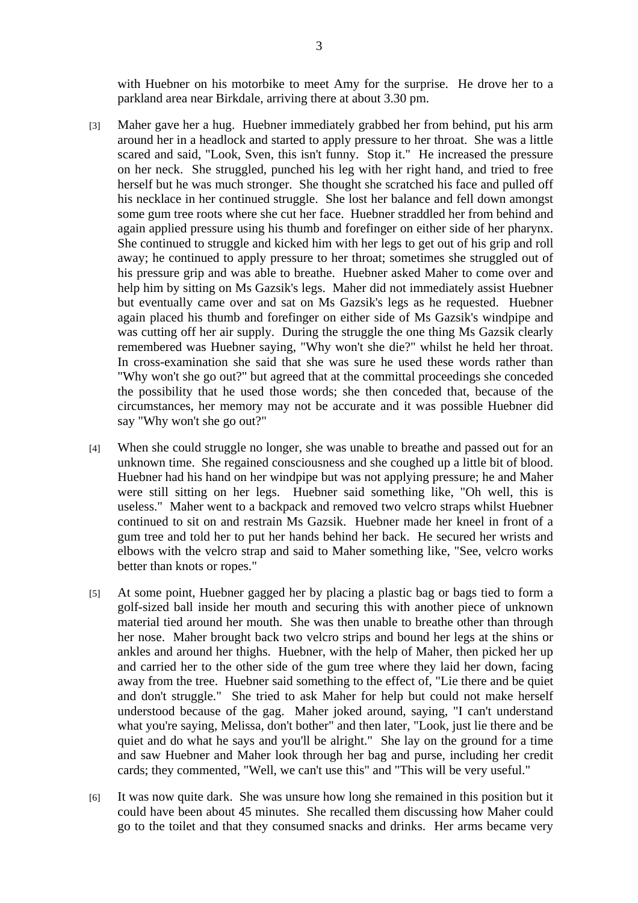with Huebner on his motorbike to meet Amy for the surprise. He drove her to a parkland area near Birkdale, arriving there at about 3.30 pm.

[3] Maher gave her a hug. Huebner immediately grabbed her from behind, put his arm around her in a headlock and started to apply pressure to her throat. She was a little scared and said, "Look, Sven, this isn't funny. Stop it." He increased the pressure on her neck. She struggled, punched his leg with her right hand, and tried to free herself but he was much stronger. She thought she scratched his face and pulled off his necklace in her continued struggle. She lost her balance and fell down amongst some gum tree roots where she cut her face. Huebner straddled her from behind and again applied pressure using his thumb and forefinger on either side of her pharynx. She continued to struggle and kicked him with her legs to get out of his grip and roll away; he continued to apply pressure to her throat; sometimes she struggled out of his pressure grip and was able to breathe. Huebner asked Maher to come over and help him by sitting on Ms Gazsik's legs. Maher did not immediately assist Huebner but eventually came over and sat on Ms Gazsik's legs as he requested. Huebner again placed his thumb and forefinger on either side of Ms Gazsik's windpipe and was cutting off her air supply. During the struggle the one thing Ms Gazsik clearly remembered was Huebner saying, "Why won't she die?" whilst he held her throat. In cross-examination she said that she was sure he used these words rather than "Why won't she go out?" but agreed that at the committal proceedings she conceded the possibility that he used those words; she then conceded that, because of the circumstances, her memory may not be accurate and it was possible Huebner did say "Why won't she go out?"

[4] When she could struggle no longer, she was unable to breathe and passed out for an unknown time. She regained consciousness and she coughed up a little bit of blood. Huebner had his hand on her windpipe but was not applying pressure; he and Maher were still sitting on her legs. Huebner said something like, "Oh well, this is useless." Maher went to a backpack and removed two velcro straps whilst Huebner continued to sit on and restrain Ms Gazsik. Huebner made her kneel in front of a gum tree and told her to put her hands behind her back. He secured her wrists and elbows with the velcro strap and said to Maher something like, "See, velcro works better than knots or ropes."

[5] At some point, Huebner gagged her by placing a plastic bag or bags tied to form a golf-sized ball inside her mouth and securing this with another piece of unknown material tied around her mouth. She was then unable to breathe other than through her nose. Maher brought back two velcro strips and bound her legs at the shins or ankles and around her thighs. Huebner, with the help of Maher, then picked her up and carried her to the other side of the gum tree where they laid her down, facing away from the tree. Huebner said something to the effect of, "Lie there and be quiet and don't struggle." She tried to ask Maher for help but could not make herself understood because of the gag. Maher joked around, saying, "I can't understand what you're saying, Melissa, don't bother" and then later, "Look, just lie there and be quiet and do what he says and you'll be alright." She lay on the ground for a time and saw Huebner and Maher look through her bag and purse, including her credit cards; they commented, "Well, we can't use this" and "This will be very useful."

[6] It was now quite dark. She was unsure how long she remained in this position but it could have been about 45 minutes. She recalled them discussing how Maher could go to the toilet and that they consumed snacks and drinks. Her arms became very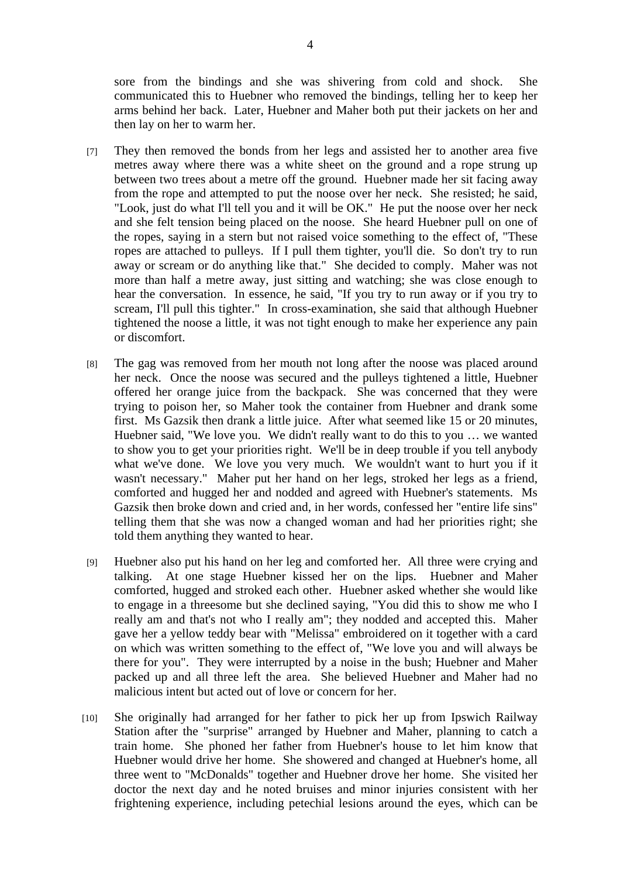sore from the bindings and she was shivering from cold and shock. She communicated this to Huebner who removed the bindings, telling her to keep her arms behind her back. Later, Huebner and Maher both put their jackets on her and then lay on her to warm her.

[7] They then removed the bonds from her legs and assisted her to another area five metres away where there was a white sheet on the ground and a rope strung up between two trees about a metre off the ground. Huebner made her sit facing away from the rope and attempted to put the noose over her neck. She resisted; he said, "Look, just do what I'll tell you and it will be OK." He put the noose over her neck and she felt tension being placed on the noose. She heard Huebner pull on one of the ropes, saying in a stern but not raised voice something to the effect of, "These ropes are attached to pulleys. If I pull them tighter, you'll die. So don't try to run away or scream or do anything like that." She decided to comply. Maher was not more than half a metre away, just sitting and watching; she was close enough to hear the conversation. In essence, he said, "If you try to run away or if you try to scream, I'll pull this tighter." In cross-examination, she said that although Huebner tightened the noose a little, it was not tight enough to make her experience any pain or discomfort.

[8] The gag was removed from her mouth not long after the noose was placed around her neck. Once the noose was secured and the pulleys tightened a little, Huebner offered her orange juice from the backpack. She was concerned that they were trying to poison her, so Maher took the container from Huebner and drank some first. Ms Gazsik then drank a little juice. After what seemed like 15 or 20 minutes, Huebner said, "We love you. We didn't really want to do this to you … we wanted to show you to get your priorities right. We'll be in deep trouble if you tell anybody what we've done. We love you very much. We wouldn't want to hurt you if it wasn't necessary." Maher put her hand on her legs, stroked her legs as a friend, comforted and hugged her and nodded and agreed with Huebner's statements. Ms Gazsik then broke down and cried and, in her words, confessed her "entire life sins" telling them that she was now a changed woman and had her priorities right; she told them anything they wanted to hear.

[9] Huebner also put his hand on her leg and comforted her. All three were crying and talking. At one stage Huebner kissed her on the lips. Huebner and Maher comforted, hugged and stroked each other. Huebner asked whether she would like to engage in a threesome but she declined saying, "You did this to show me who I really am and that's not who I really am"; they nodded and accepted this. Maher gave her a yellow teddy bear with "Melissa" embroidered on it together with a card on which was written something to the effect of, "We love you and will always be there for you". They were interrupted by a noise in the bush; Huebner and Maher packed up and all three left the area. She believed Huebner and Maher had no malicious intent but acted out of love or concern for her.

[10] She originally had arranged for her father to pick her up from Ipswich Railway Station after the "surprise" arranged by Huebner and Maher, planning to catch a train home. She phoned her father from Huebner's house to let him know that Huebner would drive her home. She showered and changed at Huebner's home, all three went to "McDonalds" together and Huebner drove her home. She visited her doctor the next day and he noted bruises and minor injuries consistent with her frightening experience, including petechial lesions around the eyes, which can be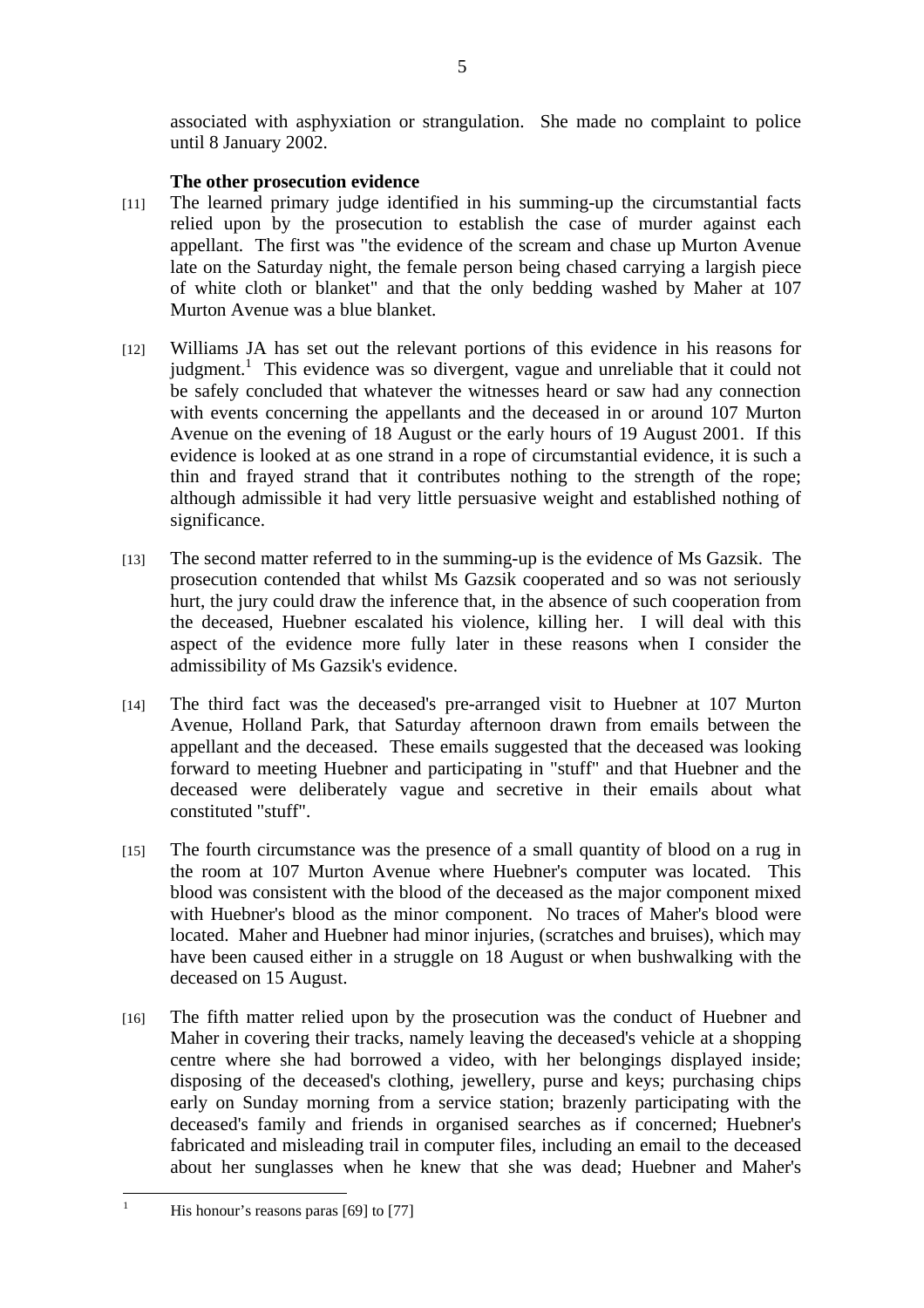associated with asphyxiation or strangulation. She made no complaint to police until 8 January 2002.

### The other prosecution evidence

[11] The learned primary judge identified in his summing-up the circumstantial facts relied upon by the prosecution to establish the case of murder against each appellant. The first was "the evidence of the scream and chase up Murton Avenue late on the Saturday night, the female person being chased carrying a largish piece of white cloth or blanket" and that the only bedding washed by Maher at 107 Murton Avenue was a blue blanket.

[12] Williams JA has set out the relevant portions of this evidence in his reasons for judgment.[1] This evidence was so divergent, vague and unreliable that it could not be safely concluded that whatever the witnesses heard or saw had any connection with events concerning the appellants and the deceased in or around 107 Murton Avenue on the evening of 18 August or the early hours of 19 August 2001. If this evidence is looked at as one strand in a rope of circumstantial evidence, it is such a thin and frayed strand that it contributes nothing to the strength of the rope; although admissible it had very little persuasive weight and established nothing of significance.

[13] The second matter referred to in the summing-up is the evidence of Ms Gazsik. The prosecution contended that whilst Ms Gazsik cooperated and so was not seriously hurt, the jury could draw the inference that, in the absence of such cooperation from the deceased, Huebner escalated his violence, killing her. I will deal with this aspect of the evidence more fully later in these reasons when I consider the admissibility of Ms Gazsik's evidence.

[14] The third fact was the deceased's pre-arranged visit to Huebner at 107 Murton Avenue, Holland Park, that Saturday afternoon drawn from emails between the appellant and the deceased. These emails suggested that the deceased was looking forward to meeting Huebner and participating in "stuff" and that Huebner and the deceased were deliberately vague and secretive in their emails about what constituted "stuff".

[15] The fourth circumstance was the presence of a small quantity of blood on a rug in the room at 107 Murton Avenue where Huebner's computer was located. This blood was consistent with the blood of the deceased as the major component mixed with Huebner's blood as the minor component. No traces of Maher's blood were located. Maher and Huebner had minor injuries, (scratches and bruises), which may have been caused either in a struggle on 18 August or when bushwalking with the deceased on 15 August.

[16] The fifth matter relied upon by the prosecution was the conduct of Huebner and Maher in covering their tracks, namely leaving the deceased's vehicle at a shopping centre where she had borrowed a video, with her belongings displayed inside; disposing of the deceased's clothing, jewellery, purse and keys; purchasing chips early on Sunday morning from a service station; brazenly participating with the deceased's family and friends in organised searches as if concerned; Huebner's fabricated and misleading trail in computer files, including an email to the deceased about her sunglasses when he knew that she was dead; Huebner and Maher's

---

[1] His honour's reasons paras [69] to [77]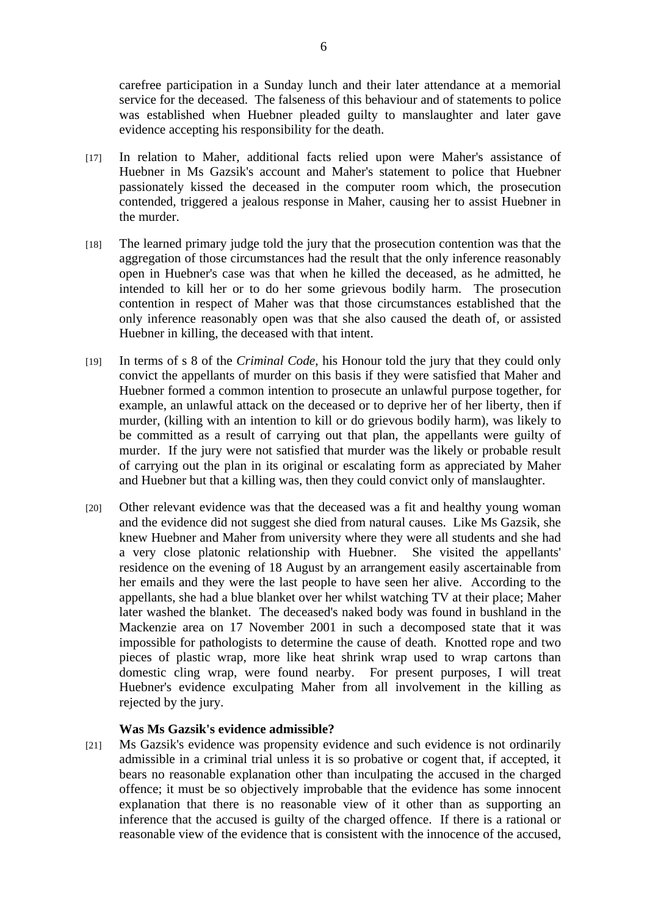carefree participation in a Sunday lunch and their later attendance at a memorial service for the deceased. The falseness of this behaviour and of statements to police was established when Huebner pleaded guilty to manslaughter and later gave evidence accepting his responsibility for the death.

[17] In relation to Maher, additional facts relied upon were Maher's assistance of Huebner in Ms Gazsik's account and Maher's statement to police that Huebner passionately kissed the deceased in the computer room which, the prosecution contended, triggered a jealous response in Maher, causing her to assist Huebner in the murder.

[18] The learned primary judge told the jury that the prosecution contention was that the aggregation of those circumstances had the result that the only inference reasonably open in Huebner's case was that when he killed the deceased, as he admitted, he intended to kill her or to do her some grievous bodily harm. The prosecution contention in respect of Maher was that those circumstances established that the only inference reasonably open was that she also caused the death of, or assisted Huebner in killing, the deceased with that intent.

[19] In terms of s 8 of the *Criminal Code*, his Honour told the jury that they could only convict the appellants of murder on this basis if they were satisfied that Maher and Huebner formed a common intention to prosecute an unlawful purpose together, for example, an unlawful attack on the deceased or to deprive her of her liberty, then if murder, (killing with an intention to kill or do grievous bodily harm), was likely to be committed as a result of carrying out that plan, the appellants were guilty of murder. If the jury were not satisfied that murder was the likely or probable result of carrying out the plan in its original or escalating form as appreciated by Maher and Huebner but that a killing was, then they could convict only of manslaughter.

[20] Other relevant evidence was that the deceased was a fit and healthy young woman and the evidence did not suggest she died from natural causes. Like Ms Gazsik, she knew Huebner and Maher from university where they were all students and she had a very close platonic relationship with Huebner. She visited the appellants' residence on the evening of 18 August by an arrangement easily ascertainable from her emails and they were the last people to have seen her alive. According to the appellants, she had a blue blanket over her whilst watching TV at their place; Maher later washed the blanket. The deceased's naked body was found in bushland in the Mackenzie area on 17 November 2001 in such a decomposed state that it was impossible for pathologists to determine the cause of death. Knotted rope and two pieces of plastic wrap, more like heat shrink wrap used to wrap cartons than domestic cling wrap, were found nearby. For present purposes, I will treat Huebner's evidence exculpating Maher from all involvement in the killing as rejected by the jury.

### Was Ms Gazsik's evidence admissible?

[21] Ms Gazsik's evidence was propensity evidence and such evidence is not ordinarily admissible in a criminal trial unless it is so probative or cogent that, if accepted, it bears no reasonable explanation other than inculpating the accused in the charged offence; it must be so objectively improbable that the evidence has some innocent explanation that there is no reasonable view of it other than as supporting an inference that the accused is guilty of the charged offence. If there is a rational or reasonable view of the evidence that is consistent with the innocence of the accused,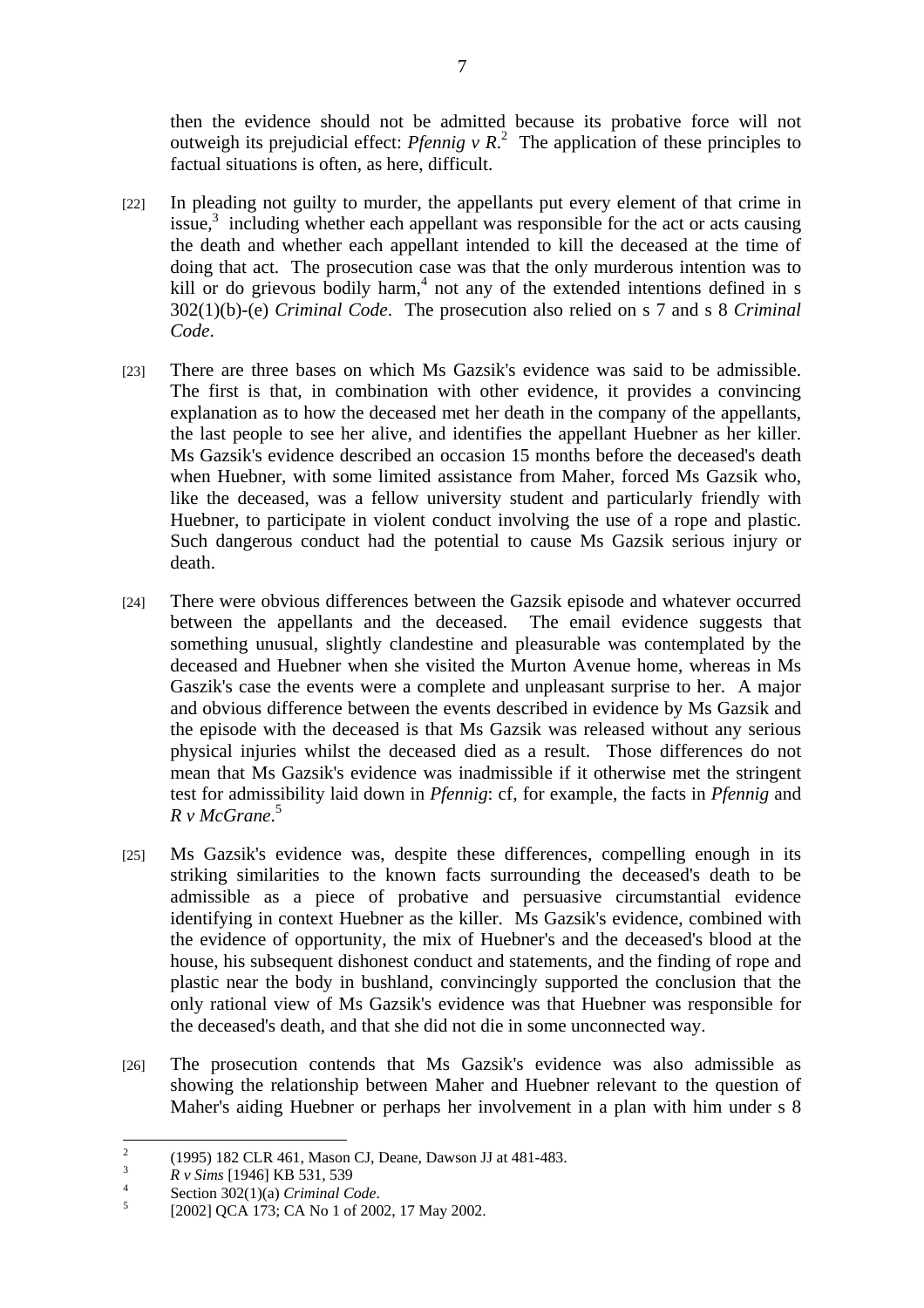then the evidence should not be admitted because its probative force will not outweigh its prejudicial effect: *Pfennig v R*.[2] The application of these principles to factual situations is often, as here, difficult.

[22] In pleading not guilty to murder, the appellants put every element of that crime in issue,[3] including whether each appellant was responsible for the act or acts causing the death and whether each appellant intended to kill the deceased at the time of doing that act. The prosecution case was that the only murderous intention was to kill or do grievous bodily harm,[4] not any of the extended intentions defined in s 302(1)(b)-(e) *Criminal Code*. The prosecution also relied on s 7 and s 8 *Criminal Code*.

[23] There are three bases on which Ms Gazsik's evidence was said to be admissible. The first is that, in combination with other evidence, it provides a convincing explanation as to how the deceased met her death in the company of the appellants, the last people to see her alive, and identifies the appellant Huebner as her killer. Ms Gazsik's evidence described an occasion 15 months before the deceased's death when Huebner, with some limited assistance from Maher, forced Ms Gazsik who, like the deceased, was a fellow university student and particularly friendly with Huebner, to participate in violent conduct involving the use of a rope and plastic. Such dangerous conduct had the potential to cause Ms Gazsik serious injury or death.

[24] There were obvious differences between the Gazsik episode and whatever occurred between the appellants and the deceased. The email evidence suggests that something unusual, slightly clandestine and pleasurable was contemplated by the deceased and Huebner when she visited the Murton Avenue home, whereas in Ms Gaszik's case the events were a complete and unpleasant surprise to her. A major and obvious difference between the events described in evidence by Ms Gazsik and the episode with the deceased is that Ms Gazsik was released without any serious physical injuries whilst the deceased died as a result. Those differences do not mean that Ms Gazsik's evidence was inadmissible if it otherwise met the stringent test for admissibility laid down in *Pfennig*: cf, for example, the facts in *Pfennig* and *R v McGrane*.[5]

[25] Ms Gazsik's evidence was, despite these differences, compelling enough in its striking similarities to the known facts surrounding the deceased's death to be admissible as a piece of probative and persuasive circumstantial evidence identifying in context Huebner as the killer. Ms Gazsik's evidence, combined with the evidence of opportunity, the mix of Huebner's and the deceased's blood at the house, his subsequent dishonest conduct and statements, and the finding of rope and plastic near the body in bushland, convincingly supported the conclusion that the only rational view of Ms Gazsik's evidence was that Huebner was responsible for the deceased's death, and that she did not die in some unconnected way.

[26] The prosecution contends that Ms Gazsik's evidence was also admissible as showing the relationship between Maher and Huebner relevant to the question of Maher's aiding Huebner or perhaps her involvement in a plan with him under s 8

---

[2] (1995) 182 CLR 461, Mason CJ, Deane, Dawson JJ at 481-483.

[3] *R v Sims* [1946] KB 531, 539

[4] Section 302(1)(a) *Criminal Code*.

[5] [2002] QCA 173; CA No 1 of 2002, 17 May 2002.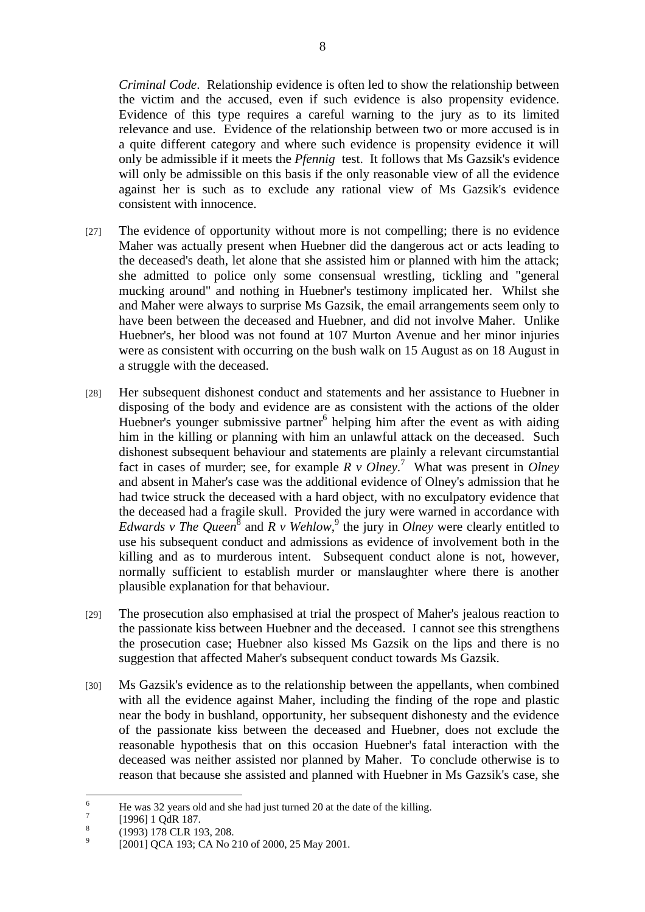*Criminal Code*. Relationship evidence is often led to show the relationship between the victim and the accused, even if such evidence is also propensity evidence. Evidence of this type requires a careful warning to the jury as to its limited relevance and use. Evidence of the relationship between two or more accused is in a quite different category and where such evidence is propensity evidence it will only be admissible if it meets the *Pfennig* test. It follows that Ms Gazsik's evidence will only be admissible on this basis if the only reasonable view of all the evidence against her is such as to exclude any rational view of Ms Gazsik's evidence consistent with innocence.

[27] The evidence of opportunity without more is not compelling; there is no evidence Maher was actually present when Huebner did the dangerous act or acts leading to the deceased's death, let alone that she assisted him or planned with him the attack; she admitted to police only some consensual wrestling, tickling and "general mucking around" and nothing in Huebner's testimony implicated her. Whilst she and Maher were always to surprise Ms Gazsik, the email arrangements seem only to have been between the deceased and Huebner, and did not involve Maher. Unlike Huebner's, her blood was not found at 107 Murton Avenue and her minor injuries were as consistent with occurring on the bush walk on 15 August as on 18 August in a struggle with the deceased.

[28] Her subsequent dishonest conduct and statements and her assistance to Huebner in disposing of the body and evidence are as consistent with the actions of the older Huebner's younger submissive partner[6] helping him after the event as with aiding him in the killing or planning with him an unlawful attack on the deceased. Such dishonest subsequent behaviour and statements are plainly a relevant circumstantial fact in cases of murder; see, for example *R v Olney*.[7] What was present in *Olney* and absent in Maher's case was the additional evidence of Olney's admission that he had twice struck the deceased with a hard object, with no exculpatory evidence that the deceased had a fragile skull. Provided the jury were warned in accordance with *Edwards v The Queen*[8] and *R v Wehlow*,[9] the jury in *Olney* were clearly entitled to use his subsequent conduct and admissions as evidence of involvement both in the killing and as to murderous intent. Subsequent conduct alone is not, however, normally sufficient to establish murder or manslaughter where there is another plausible explanation for that behaviour.

[29] The prosecution also emphasised at trial the prospect of Maher's jealous reaction to the passionate kiss between Huebner and the deceased. I cannot see this strengthens the prosecution case; Huebner also kissed Ms Gazsik on the lips and there is no suggestion that affected Maher's subsequent conduct towards Ms Gazsik.

[30] Ms Gazsik's evidence as to the relationship between the appellants, when combined with all the evidence against Maher, including the finding of the rope and plastic near the body in bushland, opportunity, her subsequent dishonesty and the evidence of the passionate kiss between the deceased and Huebner, does not exclude the reasonable hypothesis that on this occasion Huebner's fatal interaction with the deceased was neither assisted nor planned by Maher. To conclude otherwise is to reason that because she assisted and planned with Huebner in Ms Gazsik's case, she

---

[6] He was 32 years old and she had just turned 20 at the date of the killing.

[7] [1996] 1 QdR 187.

[8] (1993) 178 CLR 193, 208.

[9] [2001] QCA 193; CA No 210 of 2000, 25 May 2001.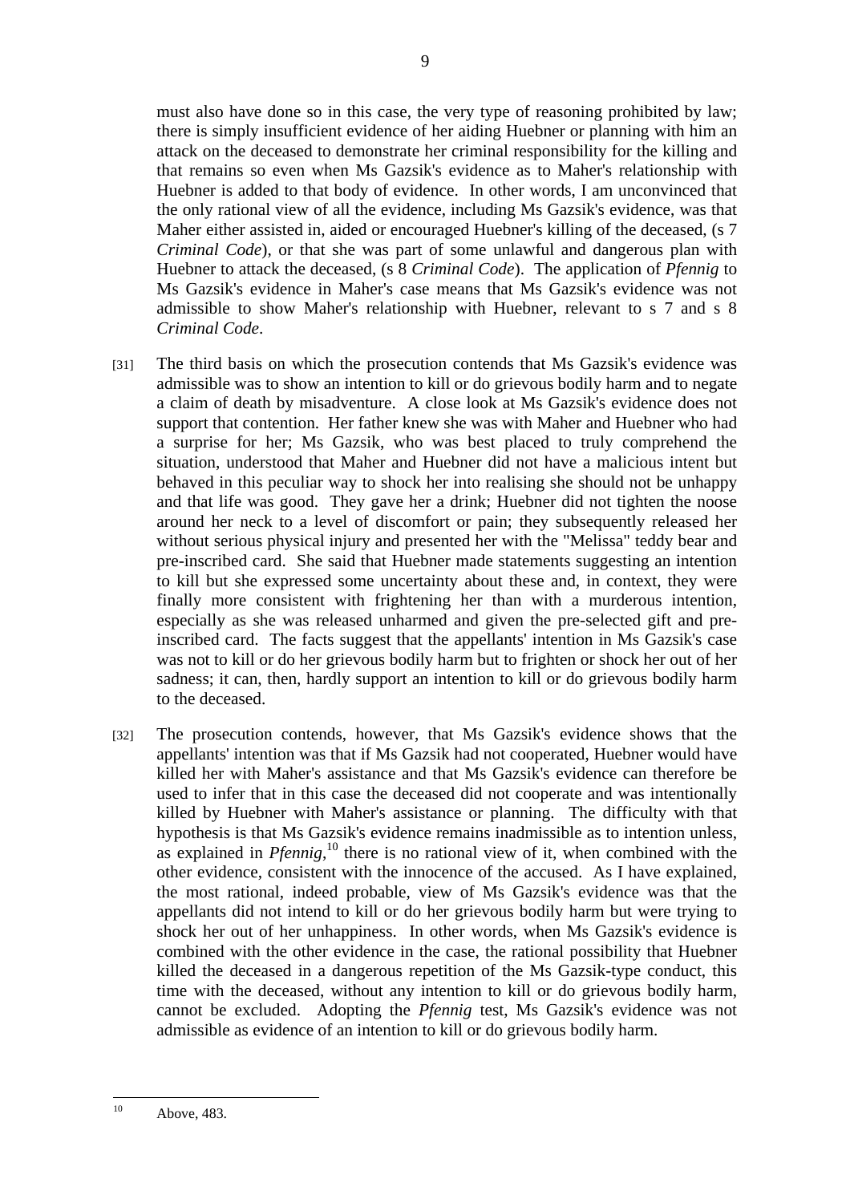must also have done so in this case, the very type of reasoning prohibited by law; there is simply insufficient evidence of her aiding Huebner or planning with him an attack on the deceased to demonstrate her criminal responsibility for the killing and that remains so even when Ms Gazsik's evidence as to Maher's relationship with Huebner is added to that body of evidence. In other words, I am unconvinced that the only rational view of all the evidence, including Ms Gazsik's evidence, was that Maher either assisted in, aided or encouraged Huebner's killing of the deceased, (s 7 *Criminal Code*), or that she was part of some unlawful and dangerous plan with Huebner to attack the deceased, (s 8 *Criminal Code*). The application of *Pfennig* to Ms Gazsik's evidence in Maher's case means that Ms Gazsik's evidence was not admissible to show Maher's relationship with Huebner, relevant to s 7 and s 8 *Criminal Code*.

[31] The third basis on which the prosecution contends that Ms Gazsik's evidence was admissible was to show an intention to kill or do grievous bodily harm and to negate a claim of death by misadventure. A close look at Ms Gazsik's evidence does not support that contention. Her father knew she was with Maher and Huebner who had a surprise for her; Ms Gazsik, who was best placed to truly comprehend the situation, understood that Maher and Huebner did not have a malicious intent but behaved in this peculiar way to shock her into realising she should not be unhappy and that life was good. They gave her a drink; Huebner did not tighten the noose around her neck to a level of discomfort or pain; they subsequently released her without serious physical injury and presented her with the "Melissa" teddy bear and pre-inscribed card. She said that Huebner made statements suggesting an intention to kill but she expressed some uncertainty about these and, in context, they were finally more consistent with frightening her than with a murderous intention, especially as she was released unharmed and given the pre-selected gift and pre-inscribed card. The facts suggest that the appellants' intention in Ms Gazsik's case was not to kill or do her grievous bodily harm but to frighten or shock her out of her sadness; it can, then, hardly support an intention to kill or do grievous bodily harm to the deceased.

[32] The prosecution contends, however, that Ms Gazsik's evidence shows that the appellants' intention was that if Ms Gazsik had not cooperated, Huebner would have killed her with Maher's assistance and that Ms Gazsik's evidence can therefore be used to infer that in this case the deceased did not cooperate and was intentionally killed by Huebner with Maher's assistance or planning. The difficulty with that hypothesis is that Ms Gazsik's evidence remains inadmissible as to intention unless, as explained in *Pfennig*,[10] there is no rational view of it, when combined with the other evidence, consistent with the innocence of the accused. As I have explained, the most rational, indeed probable, view of Ms Gazsik's evidence was that the appellants did not intend to kill or do her grievous bodily harm but were trying to shock her out of her unhappiness. In other words, when Ms Gazsik's evidence is combined with the other evidence in the case, the rational possibility that Huebner killed the deceased in a dangerous repetition of the Ms Gazsik-type conduct, this time with the deceased, without any intention to kill or do grievous bodily harm, cannot be excluded. Adopting the *Pfennig* test, Ms Gazsik's evidence was not admissible as evidence of an intention to kill or do grievous bodily harm.

---

[10] Above, 483.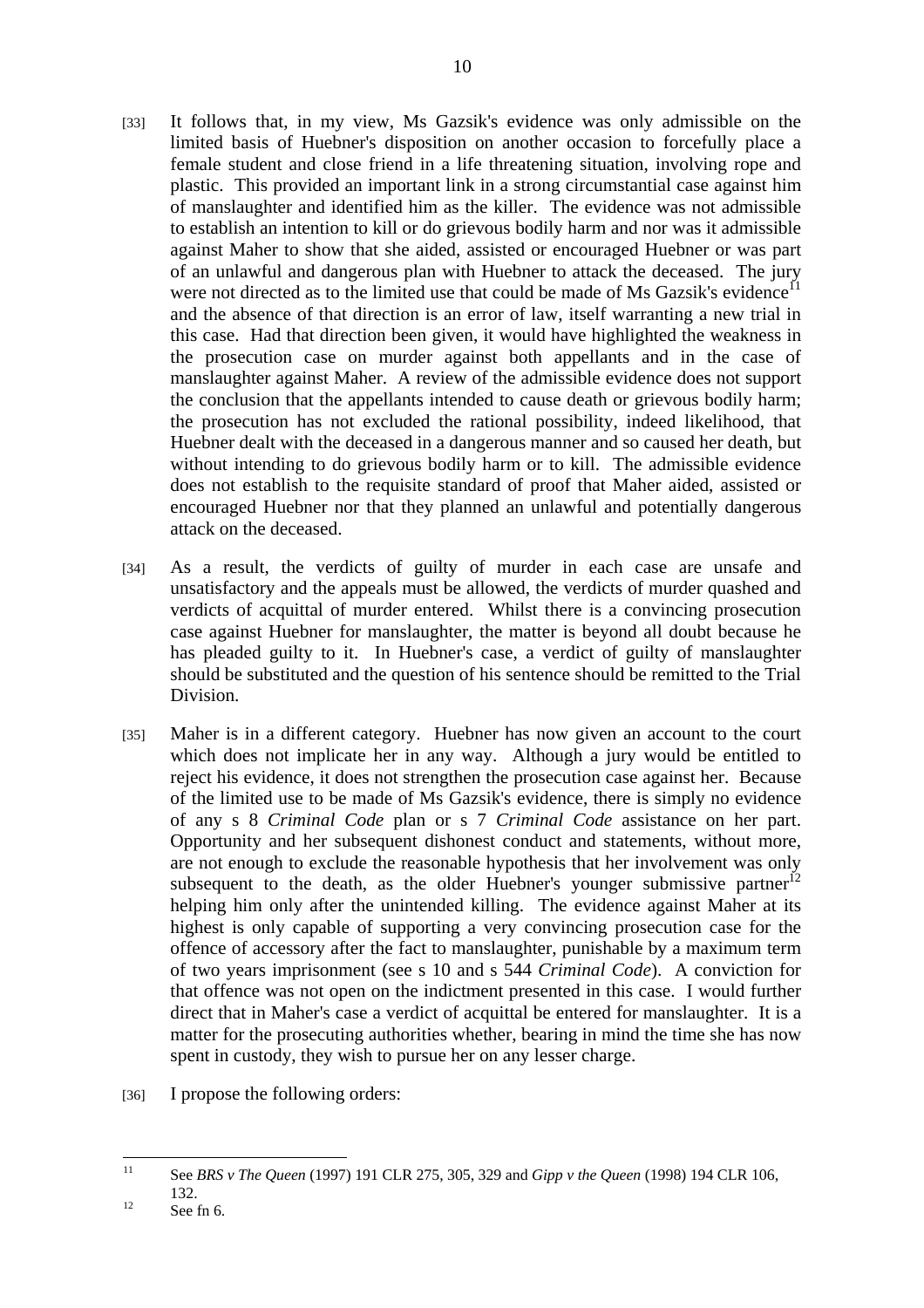[33] It follows that, in my view, Ms Gazsik's evidence was only admissible on the limited basis of Huebner's disposition on another occasion to forcefully place a female student and close friend in a life threatening situation, involving rope and plastic. This provided an important link in a strong circumstantial case against him of manslaughter and identified him as the killer. The evidence was not admissible to establish an intention to kill or do grievous bodily harm and nor was it admissible against Maher to show that she aided, assisted or encouraged Huebner or was part of an unlawful and dangerous plan with Huebner to attack the deceased. The jury were not directed as to the limited use that could be made of Ms Gazsik's evidence[11] and the absence of that direction is an error of law, itself warranting a new trial in this case. Had that direction been given, it would have highlighted the weakness in the prosecution case on murder against both appellants and in the case of manslaughter against Maher. A review of the admissible evidence does not support the conclusion that the appellants intended to cause death or grievous bodily harm; the prosecution has not excluded the rational possibility, indeed likelihood, that Huebner dealt with the deceased in a dangerous manner and so caused her death, but without intending to do grievous bodily harm or to kill. The admissible evidence does not establish to the requisite standard of proof that Maher aided, assisted or encouraged Huebner nor that they planned an unlawful and potentially dangerous attack on the deceased.

[34] As a result, the verdicts of guilty of murder in each case are unsafe and unsatisfactory and the appeals must be allowed, the verdicts of murder quashed and verdicts of acquittal of murder entered. Whilst there is a convincing prosecution case against Huebner for manslaughter, the matter is beyond all doubt because he has pleaded guilty to it. In Huebner's case, a verdict of guilty of manslaughter should be substituted and the question of his sentence should be remitted to the Trial Division.

[35] Maher is in a different category. Huebner has now given an account to the court which does not implicate her in any way. Although a jury would be entitled to reject his evidence, it does not strengthen the prosecution case against her. Because of the limited use to be made of Ms Gazsik's evidence, there is simply no evidence of any s 8 *Criminal Code* plan or s 7 *Criminal Code* assistance on her part. Opportunity and her subsequent dishonest conduct and statements, without more, are not enough to exclude the reasonable hypothesis that her involvement was only subsequent to the death, as the older Huebner's younger submissive partner[12] helping him only after the unintended killing. The evidence against Maher at its highest is only capable of supporting a very convincing prosecution case for the offence of accessory after the fact to manslaughter, punishable by a maximum term of two years imprisonment (see s 10 and s 544 *Criminal Code*). A conviction for that offence was not open on the indictment presented in this case. I would further direct that in Maher's case a verdict of acquittal be entered for manslaughter. It is a matter for the prosecuting authorities whether, bearing in mind the time she has now spent in custody, they wish to pursue her on any lesser charge.

[36] I propose the following orders:

---

[11] See *BRS v The Queen* (1997) 191 CLR 275, 305, 329 and *Gipp v the Queen* (1998) 194 CLR 106, 132.

[12] See fn 6.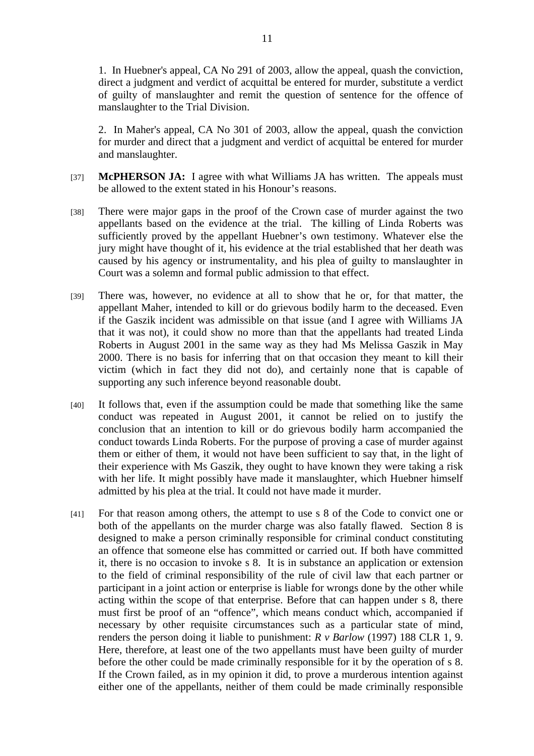1. In Huebner's appeal, CA No 291 of 2003, allow the appeal, quash the conviction, direct a judgment and verdict of acquittal be entered for murder, substitute a verdict of guilty of manslaughter and remit the question of sentence for the offence of manslaughter to the Trial Division.

2. In Maher's appeal, CA No 301 of 2003, allow the appeal, quash the conviction for murder and direct that a judgment and verdict of acquittal be entered for murder and manslaughter.

[37] **McPHERSON JA:** I agree with what Williams JA has written. The appeals must be allowed to the extent stated in his Honour's reasons.

[38] There were major gaps in the proof of the Crown case of murder against the two appellants based on the evidence at the trial. The killing of Linda Roberts was sufficiently proved by the appellant Huebner's own testimony. Whatever else the jury might have thought of it, his evidence at the trial established that her death was caused by his agency or instrumentality, and his plea of guilty to manslaughter in Court was a solemn and formal public admission to that effect.

[39] There was, however, no evidence at all to show that he or, for that matter, the appellant Maher, intended to kill or do grievous bodily harm to the deceased. Even if the Gaszik incident was admissible on that issue (and I agree with Williams JA that it was not), it could show no more than that the appellants had treated Linda Roberts in August 2001 in the same way as they had Ms Melissa Gaszik in May 2000. There is no basis for inferring that on that occasion they meant to kill their victim (which in fact they did not do), and certainly none that is capable of supporting any such inference beyond reasonable doubt.

[40] It follows that, even if the assumption could be made that something like the same conduct was repeated in August 2001, it cannot be relied on to justify the conclusion that an intention to kill or do grievous bodily harm accompanied the conduct towards Linda Roberts. For the purpose of proving a case of murder against them or either of them, it would not have been sufficient to say that, in the light of their experience with Ms Gaszik, they ought to have known they were taking a risk with her life. It might possibly have made it manslaughter, which Huebner himself admitted by his plea at the trial. It could not have made it murder.

[41] For that reason among others, the attempt to use s 8 of the Code to convict one or both of the appellants on the murder charge was also fatally flawed. Section 8 is designed to make a person criminally responsible for criminal conduct constituting an offence that someone else has committed or carried out. If both have committed it, there is no occasion to invoke s 8. It is in substance an application or extension to the field of criminal responsibility of the rule of civil law that each partner or participant in a joint action or enterprise is liable for wrongs done by the other while acting within the scope of that enterprise. Before that can happen under s 8, there must first be proof of an "offence", which means conduct which, accompanied if necessary by other requisite circumstances such as a particular state of mind, renders the person doing it liable to punishment: *R v Barlow* (1997) 188 CLR 1, 9. Here, therefore, at least one of the two appellants must have been guilty of murder before the other could be made criminally responsible for it by the operation of s 8. If the Crown failed, as in my opinion it did, to prove a murderous intention against either one of the appellants, neither of them could be made criminally responsible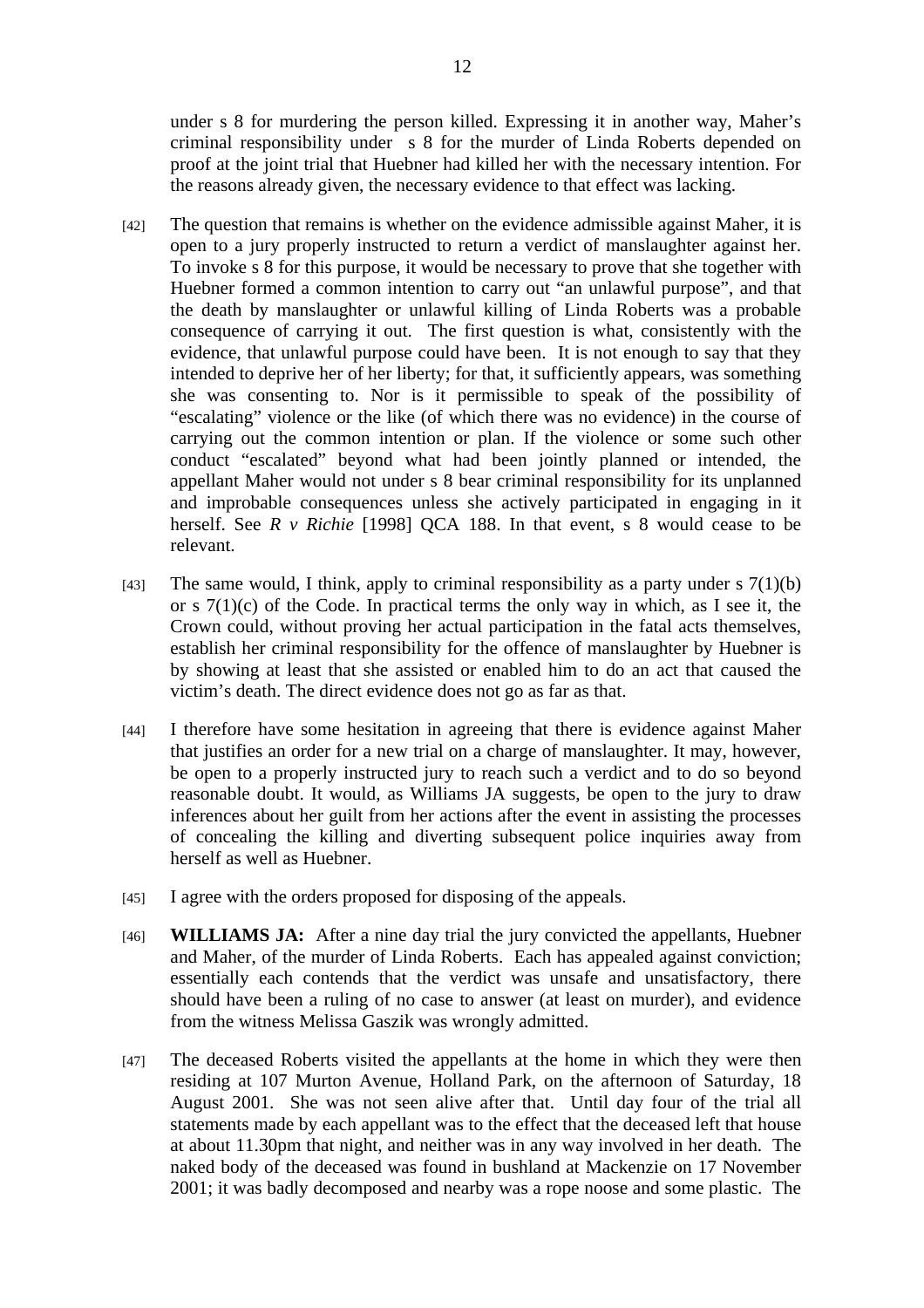under s 8 for murdering the person killed. Expressing it in another way, Maher's criminal responsibility under s 8 for the murder of Linda Roberts depended on proof at the joint trial that Huebner had killed her with the necessary intention. For the reasons already given, the necessary evidence to that effect was lacking.

[42] The question that remains is whether on the evidence admissible against Maher, it is open to a jury properly instructed to return a verdict of manslaughter against her. To invoke s 8 for this purpose, it would be necessary to prove that she together with Huebner formed a common intention to carry out "an unlawful purpose", and that the death by manslaughter or unlawful killing of Linda Roberts was a probable consequence of carrying it out. The first question is what, consistently with the evidence, that unlawful purpose could have been. It is not enough to say that they intended to deprive her of her liberty; for that, it sufficiently appears, was something she was consenting to. Nor is it permissible to speak of the possibility of "escalating" violence or the like (of which there was no evidence) in the course of carrying out the common intention or plan. If the violence or some such other conduct "escalated" beyond what had been jointly planned or intended, the appellant Maher would not under s 8 bear criminal responsibility for its unplanned and improbable consequences unless she actively participated in engaging in it herself. See *R v Richie* [1998] QCA 188. In that event, s 8 would cease to be relevant.

[43] The same would, I think, apply to criminal responsibility as a party under s 7(1)(b) or s 7(1)(c) of the Code. In practical terms the only way in which, as I see it, the Crown could, without proving her actual participation in the fatal acts themselves, establish her criminal responsibility for the offence of manslaughter by Huebner is by showing at least that she assisted or enabled him to do an act that caused the victim's death. The direct evidence does not go as far as that.

[44] I therefore have some hesitation in agreeing that there is evidence against Maher that justifies an order for a new trial on a charge of manslaughter. It may, however, be open to a properly instructed jury to reach such a verdict and to do so beyond reasonable doubt. It would, as Williams JA suggests, be open to the jury to draw inferences about her guilt from her actions after the event in assisting the processes of concealing the killing and diverting subsequent police inquiries away from herself as well as Huebner.

[45] I agree with the orders proposed for disposing of the appeals.

[46] **WILLIAMS JA:** After a nine day trial the jury convicted the appellants, Huebner and Maher, of the murder of Linda Roberts. Each has appealed against conviction; essentially each contends that the verdict was unsafe and unsatisfactory, there should have been a ruling of no case to answer (at least on murder), and evidence from the witness Melissa Gaszik was wrongly admitted.

[47] The deceased Roberts visited the appellants at the home in which they were then residing at 107 Murton Avenue, Holland Park, on the afternoon of Saturday, 18 August 2001. She was not seen alive after that. Until day four of the trial all statements made by each appellant was to the effect that the deceased left that house at about 11.30pm that night, and neither was in any way involved in her death. The naked body of the deceased was found in bushland at Mackenzie on 17 November 2001; it was badly decomposed and nearby was a rope noose and some plastic. The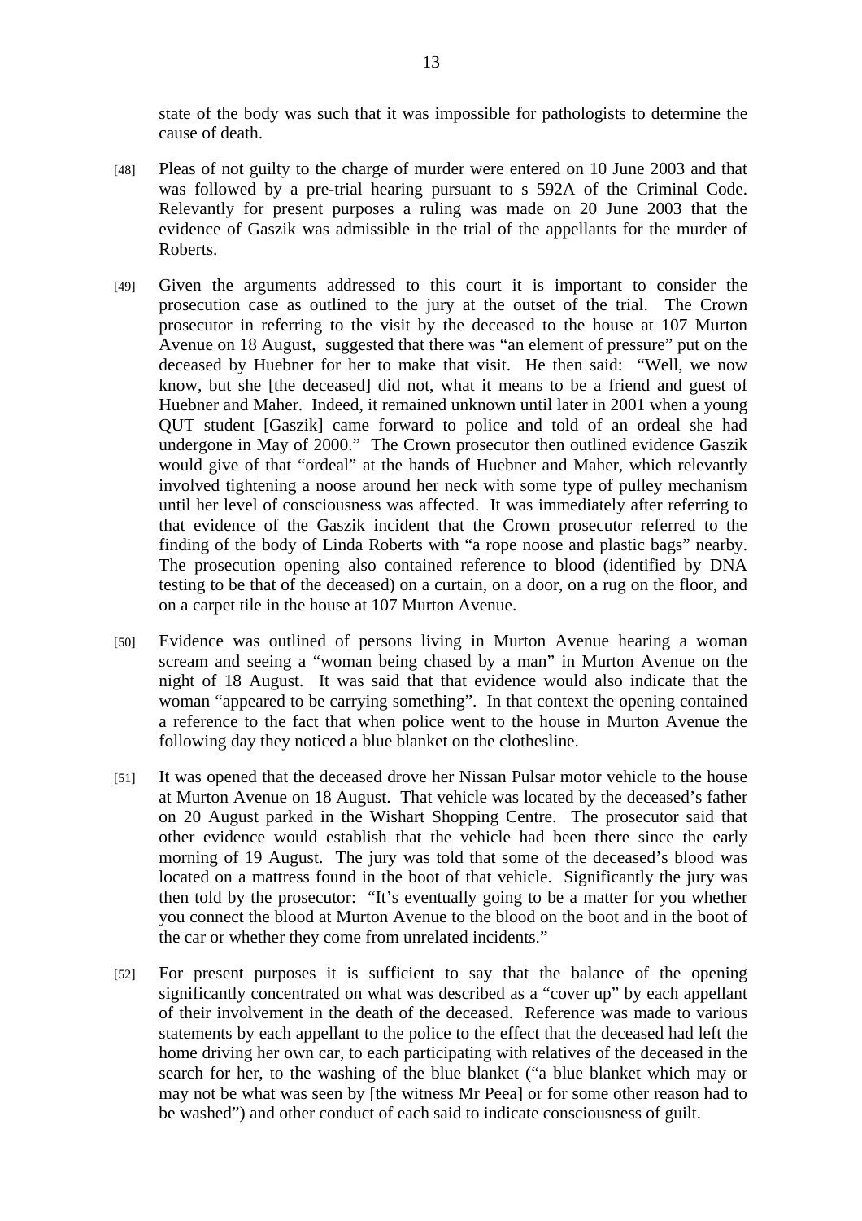state of the body was such that it was impossible for pathologists to determine the cause of death.

[48] Pleas of not guilty to the charge of murder were entered on 10 June 2003 and that was followed by a pre-trial hearing pursuant to s 592A of the Criminal Code. Relevantly for present purposes a ruling was made on 20 June 2003 that the evidence of Gaszik was admissible in the trial of the appellants for the murder of Roberts.

[49] Given the arguments addressed to this court it is important to consider the prosecution case as outlined to the jury at the outset of the trial. The Crown prosecutor in referring to the visit by the deceased to the house at 107 Murton Avenue on 18 August, suggested that there was "an element of pressure" put on the deceased by Huebner for her to make that visit. He then said: "Well, we now know, but she [the deceased] did not, what it means to be a friend and guest of Huebner and Maher. Indeed, it remained unknown until later in 2001 when a young QUT student [Gaszik] came forward to police and told of an ordeal she had undergone in May of 2000." The Crown prosecutor then outlined evidence Gaszik would give of that "ordeal" at the hands of Huebner and Maher, which relevantly involved tightening a noose around her neck with some type of pulley mechanism until her level of consciousness was affected. It was immediately after referring to that evidence of the Gaszik incident that the Crown prosecutor referred to the finding of the body of Linda Roberts with "a rope noose and plastic bags" nearby. The prosecution opening also contained reference to blood (identified by DNA testing to be that of the deceased) on a curtain, on a door, on a rug on the floor, and on a carpet tile in the house at 107 Murton Avenue.

[50] Evidence was outlined of persons living in Murton Avenue hearing a woman scream and seeing a "woman being chased by a man" in Murton Avenue on the night of 18 August. It was said that that evidence would also indicate that the woman "appeared to be carrying something". In that context the opening contained a reference to the fact that when police went to the house in Murton Avenue the following day they noticed a blue blanket on the clothesline.

[51] It was opened that the deceased drove her Nissan Pulsar motor vehicle to the house at Murton Avenue on 18 August. That vehicle was located by the deceased's father on 20 August parked in the Wishart Shopping Centre. The prosecutor said that other evidence would establish that the vehicle had been there since the early morning of 19 August. The jury was told that some of the deceased's blood was located on a mattress found in the boot of that vehicle. Significantly the jury was then told by the prosecutor: "It's eventually going to be a matter for you whether you connect the blood at Murton Avenue to the blood on the boot and in the boot of the car or whether they come from unrelated incidents."

[52] For present purposes it is sufficient to say that the balance of the opening significantly concentrated on what was described as a "cover up" by each appellant of their involvement in the death of the deceased. Reference was made to various statements by each appellant to the police to the effect that the deceased had left the home driving her own car, to each participating with relatives of the deceased in the search for her, to the washing of the blue blanket ("a blue blanket which may or may not be what was seen by [the witness Mr Peea] or for some other reason had to be washed") and other conduct of each said to indicate consciousness of guilt.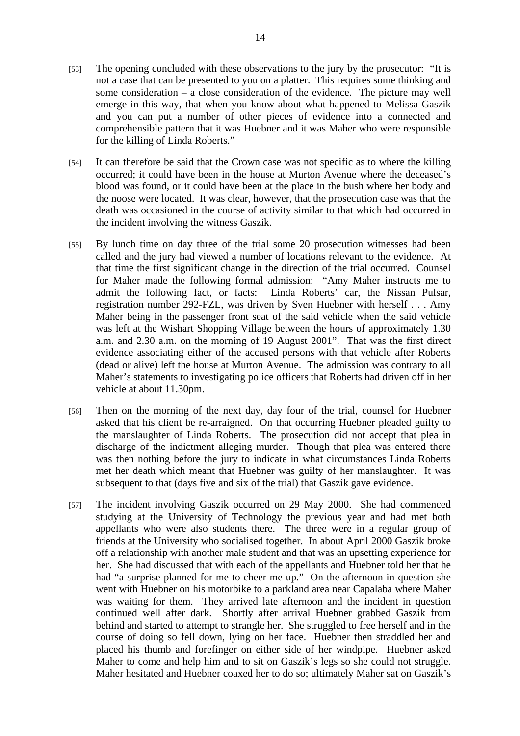[53] The opening concluded with these observations to the jury by the prosecutor: "It is not a case that can be presented to you on a platter. This requires some thinking and some consideration – a close consideration of the evidence. The picture may well emerge in this way, that when you know about what happened to Melissa Gaszik and you can put a number of other pieces of evidence into a connected and comprehensible pattern that it was Huebner and it was Maher who were responsible for the killing of Linda Roberts."

[54] It can therefore be said that the Crown case was not specific as to where the killing occurred; it could have been in the house at Murton Avenue where the deceased's blood was found, or it could have been at the place in the bush where her body and the noose were located. It was clear, however, that the prosecution case was that the death was occasioned in the course of activity similar to that which had occurred in the incident involving the witness Gaszik.

[55] By lunch time on day three of the trial some 20 prosecution witnesses had been called and the jury had viewed a number of locations relevant to the evidence. At that time the first significant change in the direction of the trial occurred. Counsel for Maher made the following formal admission: "Amy Maher instructs me to admit the following fact, or facts: Linda Roberts' car, the Nissan Pulsar, registration number 292-FZL, was driven by Sven Huebner with herself . . . Amy Maher being in the passenger front seat of the said vehicle when the said vehicle was left at the Wishart Shopping Village between the hours of approximately 1.30 a.m. and 2.30 a.m. on the morning of 19 August 2001". That was the first direct evidence associating either of the accused persons with that vehicle after Roberts (dead or alive) left the house at Murton Avenue. The admission was contrary to all Maher's statements to investigating police officers that Roberts had driven off in her vehicle at about 11.30pm.

[56] Then on the morning of the next day, day four of the trial, counsel for Huebner asked that his client be re-arraigned. On that occurring Huebner pleaded guilty to the manslaughter of Linda Roberts. The prosecution did not accept that plea in discharge of the indictment alleging murder. Though that plea was entered there was then nothing before the jury to indicate in what circumstances Linda Roberts met her death which meant that Huebner was guilty of her manslaughter. It was subsequent to that (days five and six of the trial) that Gaszik gave evidence.

[57] The incident involving Gaszik occurred on 29 May 2000. She had commenced studying at the University of Technology the previous year and had met both appellants who were also students there. The three were in a regular group of friends at the University who socialised together. In about April 2000 Gaszik broke off a relationship with another male student and that was an upsetting experience for her. She had discussed that with each of the appellants and Huebner told her that he had "a surprise planned for me to cheer me up." On the afternoon in question she went with Huebner on his motorbike to a parkland area near Capalaba where Maher was waiting for them. They arrived late afternoon and the incident in question continued well after dark. Shortly after arrival Huebner grabbed Gaszik from behind and started to attempt to strangle her. She struggled to free herself and in the course of doing so fell down, lying on her face. Huebner then straddled her and placed his thumb and forefinger on either side of her windpipe. Huebner asked Maher to come and help him and to sit on Gaszik's legs so she could not struggle. Maher hesitated and Huebner coaxed her to do so; ultimately Maher sat on Gaszik's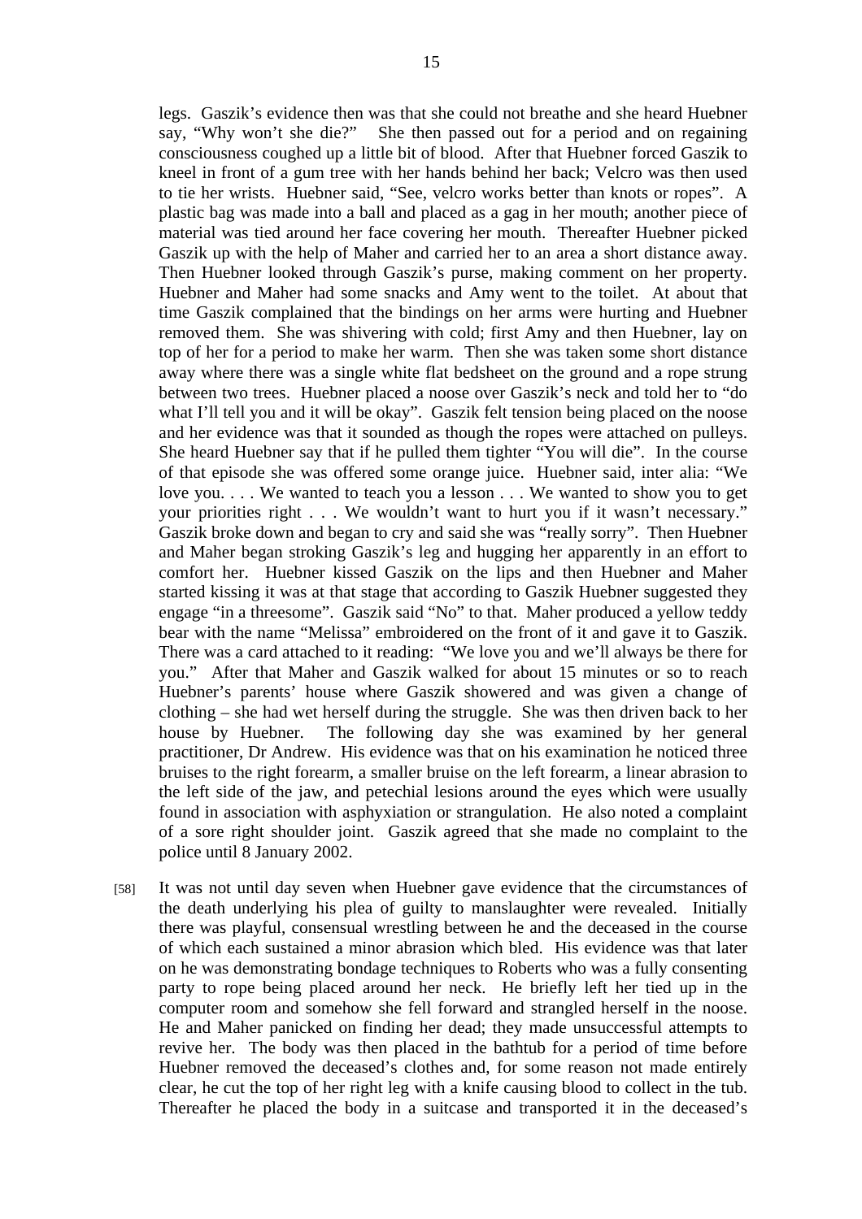legs. Gaszik's evidence then was that she could not breathe and she heard Huebner say, "Why won't she die?" She then passed out for a period and on regaining consciousness coughed up a little bit of blood. After that Huebner forced Gaszik to kneel in front of a gum tree with her hands behind her back; Velcro was then used to tie her wrists. Huebner said, "See, velcro works better than knots or ropes". A plastic bag was made into a ball and placed as a gag in her mouth; another piece of material was tied around her face covering her mouth. Thereafter Huebner picked Gaszik up with the help of Maher and carried her to an area a short distance away. Then Huebner looked through Gaszik's purse, making comment on her property. Huebner and Maher had some snacks and Amy went to the toilet. At about that time Gaszik complained that the bindings on her arms were hurting and Huebner removed them. She was shivering with cold; first Amy and then Huebner, lay on top of her for a period to make her warm. Then she was taken some short distance away where there was a single white flat bedsheet on the ground and a rope strung between two trees. Huebner placed a noose over Gaszik's neck and told her to "do what I'll tell you and it will be okay". Gaszik felt tension being placed on the noose and her evidence was that it sounded as though the ropes were attached on pulleys. She heard Huebner say that if he pulled them tighter "You will die". In the course of that episode she was offered some orange juice. Huebner said, inter alia: "We love you. . . . We wanted to teach you a lesson . . . We wanted to show you to get your priorities right . . . We wouldn't want to hurt you if it wasn't necessary." Gaszik broke down and began to cry and said she was "really sorry". Then Huebner and Maher began stroking Gaszik's leg and hugging her apparently in an effort to comfort her. Huebner kissed Gaszik on the lips and then Huebner and Maher started kissing it was at that stage that according to Gaszik Huebner suggested they engage "in a threesome". Gaszik said "No" to that. Maher produced a yellow teddy bear with the name "Melissa" embroidered on the front of it and gave it to Gaszik. There was a card attached to it reading: "We love you and we'll always be there for you." After that Maher and Gaszik walked for about 15 minutes or so to reach Huebner's parents' house where Gaszik showered and was given a change of clothing – she had wet herself during the struggle. She was then driven back to her house by Huebner. The following day she was examined by her general practitioner, Dr Andrew. His evidence was that on his examination he noticed three bruises to the right forearm, a smaller bruise on the left forearm, a linear abrasion to the left side of the jaw, and petechial lesions around the eyes which were usually found in association with asphyxiation or strangulation. He also noted a complaint of a sore right shoulder joint. Gaszik agreed that she made no complaint to the police until 8 January 2002.

[58] It was not until day seven when Huebner gave evidence that the circumstances of the death underlying his plea of guilty to manslaughter were revealed. Initially there was playful, consensual wrestling between he and the deceased in the course of which each sustained a minor abrasion which bled. His evidence was that later on he was demonstrating bondage techniques to Roberts who was a fully consenting party to rope being placed around her neck. He briefly left her tied up in the computer room and somehow she fell forward and strangled herself in the noose. He and Maher panicked on finding her dead; they made unsuccessful attempts to revive her. The body was then placed in the bathtub for a period of time before Huebner removed the deceased's clothes and, for some reason not made entirely clear, he cut the top of her right leg with a knife causing blood to collect in the tub. Thereafter he placed the body in a suitcase and transported it in the deceased's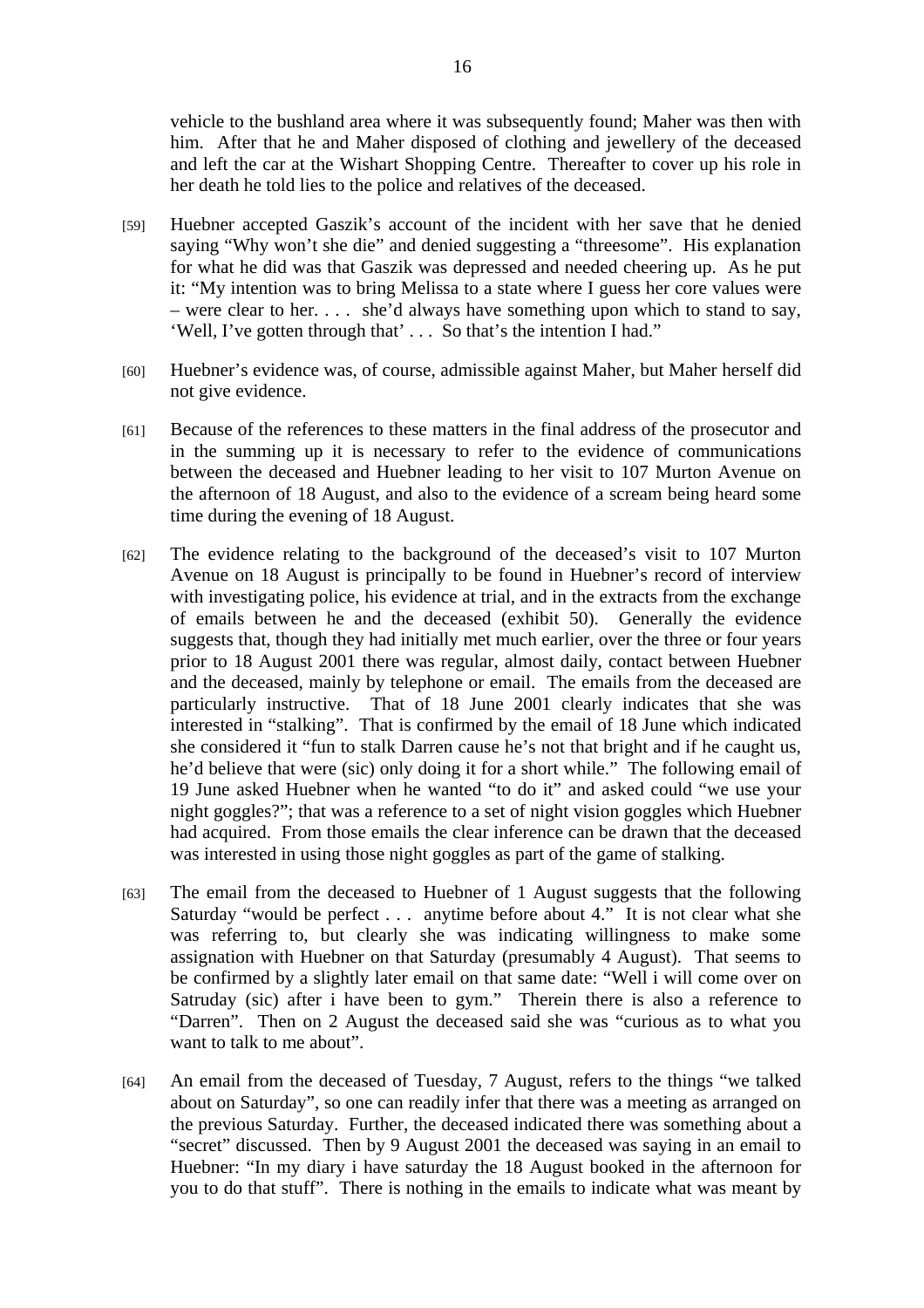vehicle to the bushland area where it was subsequently found; Maher was then with him. After that he and Maher disposed of clothing and jewellery of the deceased and left the car at the Wishart Shopping Centre. Thereafter to cover up his role in her death he told lies to the police and relatives of the deceased.

[59] Huebner accepted Gaszik's account of the incident with her save that he denied saying "Why won't she die" and denied suggesting a "threesome". His explanation for what he did was that Gaszik was depressed and needed cheering up. As he put it: "My intention was to bring Melissa to a state where I guess her core values were – were clear to her. . . . she'd always have something upon which to stand to say, 'Well, I've gotten through that' . . . So that's the intention I had."

[60] Huebner's evidence was, of course, admissible against Maher, but Maher herself did not give evidence.

[61] Because of the references to these matters in the final address of the prosecutor and in the summing up it is necessary to refer to the evidence of communications between the deceased and Huebner leading to her visit to 107 Murton Avenue on the afternoon of 18 August, and also to the evidence of a scream being heard some time during the evening of 18 August.

[62] The evidence relating to the background of the deceased's visit to 107 Murton Avenue on 18 August is principally to be found in Huebner's record of interview with investigating police, his evidence at trial, and in the extracts from the exchange of emails between he and the deceased (exhibit 50). Generally the evidence suggests that, though they had initially met much earlier, over the three or four years prior to 18 August 2001 there was regular, almost daily, contact between Huebner and the deceased, mainly by telephone or email. The emails from the deceased are particularly instructive. That of 18 June 2001 clearly indicates that she was interested in "stalking". That is confirmed by the email of 18 June which indicated she considered it "fun to stalk Darren cause he's not that bright and if he caught us, he'd believe that were (sic) only doing it for a short while." The following email of 19 June asked Huebner when he wanted "to do it" and asked could "we use your night goggles?"; that was a reference to a set of night vision goggles which Huebner had acquired. From those emails the clear inference can be drawn that the deceased was interested in using those night goggles as part of the game of stalking.

[63] The email from the deceased to Huebner of 1 August suggests that the following Saturday "would be perfect . . . anytime before about 4." It is not clear what she was referring to, but clearly she was indicating willingness to make some assignation with Huebner on that Saturday (presumably 4 August). That seems to be confirmed by a slightly later email on that same date: "Well i will come over on Satruday (sic) after i have been to gym." Therein there is also a reference to "Darren". Then on 2 August the deceased said she was "curious as to what you want to talk to me about".

[64] An email from the deceased of Tuesday, 7 August, refers to the things "we talked about on Saturday", so one can readily infer that there was a meeting as arranged on the previous Saturday. Further, the deceased indicated there was something about a "secret" discussed. Then by 9 August 2001 the deceased was saying in an email to Huebner: "In my diary i have saturday the 18 August booked in the afternoon for you to do that stuff". There is nothing in the emails to indicate what was meant by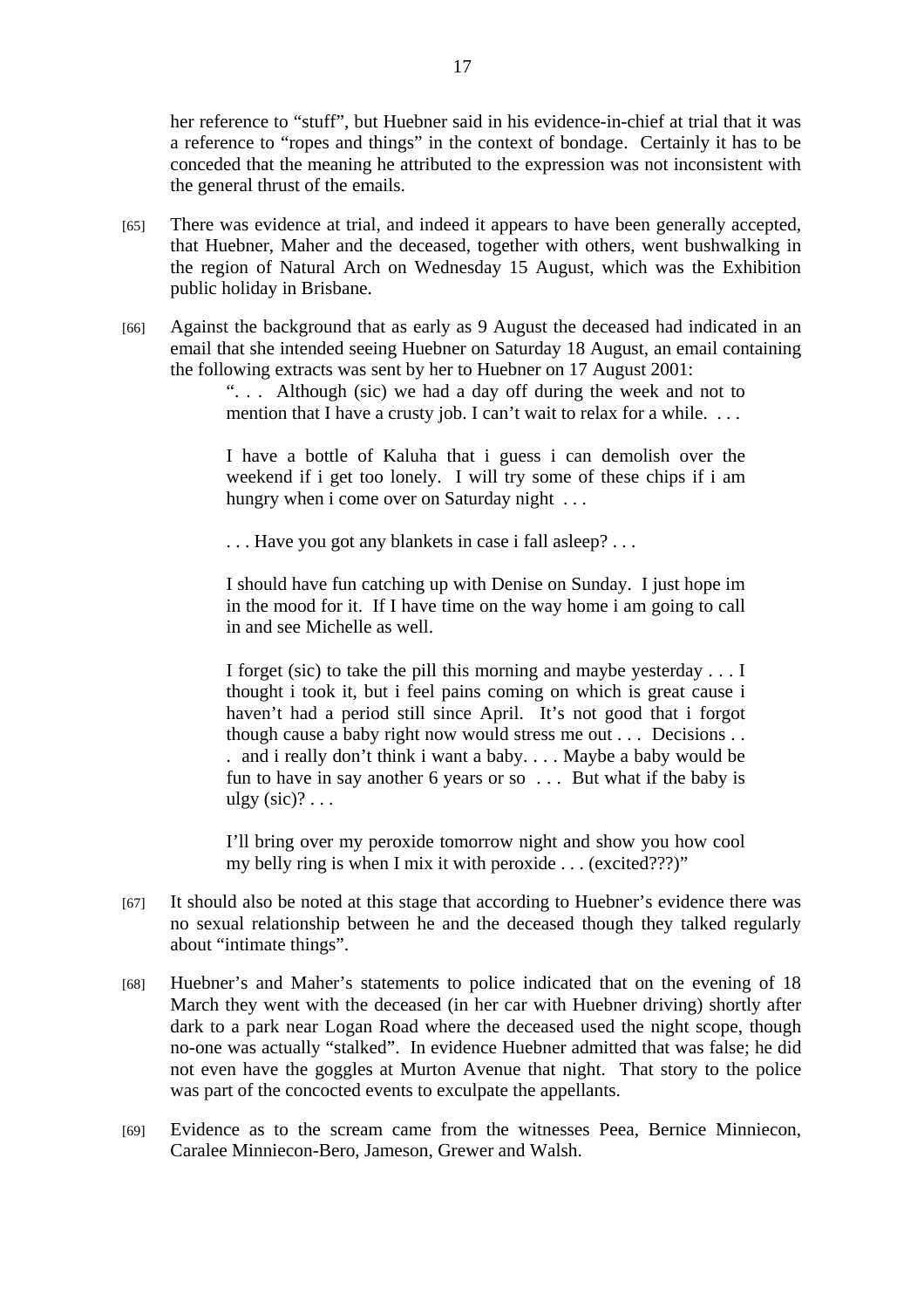her reference to "stuff", but Huebner said in his evidence-in-chief at trial that it was a reference to "ropes and things" in the context of bondage. Certainly it has to be conceded that the meaning he attributed to the expression was not inconsistent with the general thrust of the emails.

[65] There was evidence at trial, and indeed it appears to have been generally accepted, that Huebner, Maher and the deceased, together with others, went bushwalking in the region of Natural Arch on Wednesday 15 August, which was the Exhibition public holiday in Brisbane.

[66] Against the background that as early as 9 August the deceased had indicated in an email that she intended seeing Huebner on Saturday 18 August, an email containing the following extracts was sent by her to Huebner on 17 August 2001:

> ". . . Although (sic) we had a day off during the week and not to mention that I have a crusty job. I can't wait to relax for a while. . . .
>
> I have a bottle of Kaluha that i guess i can demolish over the weekend if i get too lonely. I will try some of these chips if i am hungry when i come over on Saturday night . . .
>
> . . . Have you got any blankets in case i fall asleep? . . .
>
> I should have fun catching up with Denise on Sunday. I just hope im in the mood for it. If I have time on the way home i am going to call in and see Michelle as well.
>
> I forget (sic) to take the pill this morning and maybe yesterday . . . I thought i took it, but i feel pains coming on which is great cause i haven't had a period still since April. It's not good that i forgot though cause a baby right now would stress me out . . . Decisions . . . and i really don't think i want a baby. . . . Maybe a baby would be fun to have in say another 6 years or so . . . But what if the baby is ulgy (sic)? . . .
>
> I'll bring over my peroxide tomorrow night and show you how cool my belly ring is when I mix it with peroxide . . . (excited???)"

[67] It should also be noted at this stage that according to Huebner's evidence there was no sexual relationship between he and the deceased though they talked regularly about "intimate things".

[68] Huebner's and Maher's statements to police indicated that on the evening of 18 March they went with the deceased (in her car with Huebner driving) shortly after dark to a park near Logan Road where the deceased used the night scope, though no-one was actually "stalked". In evidence Huebner admitted that was false; he did not even have the goggles at Murton Avenue that night. That story to the police was part of the concocted events to exculpate the appellants.

[69] Evidence as to the scream came from the witnesses Peea, Bernice Minniecon, Caralee Minniecon-Bero, Jameson, Grewer and Walsh.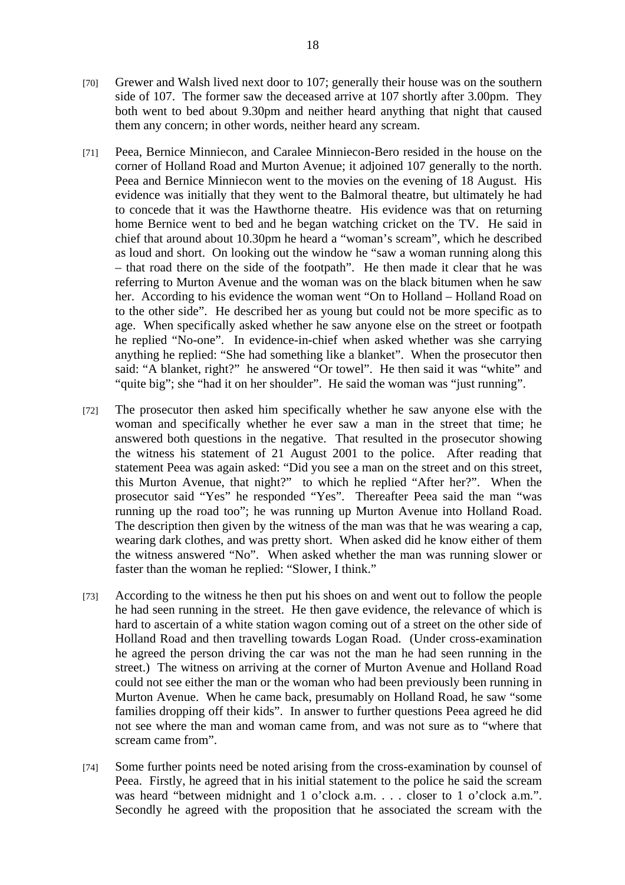[70] Grewer and Walsh lived next door to 107; generally their house was on the southern side of 107. The former saw the deceased arrive at 107 shortly after 3.00pm. They both went to bed about 9.30pm and neither heard anything that night that caused them any concern; in other words, neither heard any scream.

[71] Peea, Bernice Minniecon, and Caralee Minniecon-Bero resided in the house on the corner of Holland Road and Murton Avenue; it adjoined 107 generally to the north. Peea and Bernice Minniecon went to the movies on the evening of 18 August. His evidence was initially that they went to the Balmoral theatre, but ultimately he had to concede that it was the Hawthorne theatre. His evidence was that on returning home Bernice went to bed and he began watching cricket on the TV. He said in chief that around about 10.30pm he heard a "woman's scream", which he described as loud and short. On looking out the window he "saw a woman running along this – that road there on the side of the footpath". He then made it clear that he was referring to Murton Avenue and the woman was on the black bitumen when he saw her. According to his evidence the woman went "On to Holland – Holland Road on to the other side". He described her as young but could not be more specific as to age. When specifically asked whether he saw anyone else on the street or footpath he replied "No-one". In evidence-in-chief when asked whether was she carrying anything he replied: "She had something like a blanket". When the prosecutor then said: "A blanket, right?" he answered "Or towel". He then said it was "white" and "quite big"; she "had it on her shoulder". He said the woman was "just running".

[72] The prosecutor then asked him specifically whether he saw anyone else with the woman and specifically whether he ever saw a man in the street that time; he answered both questions in the negative. That resulted in the prosecutor showing the witness his statement of 21 August 2001 to the police. After reading that statement Peea was again asked: "Did you see a man on the street and on this street, this Murton Avenue, that night?" to which he replied "After her?". When the prosecutor said "Yes" he responded "Yes". Thereafter Peea said the man "was running up the road too"; he was running up Murton Avenue into Holland Road. The description then given by the witness of the man was that he was wearing a cap, wearing dark clothes, and was pretty short. When asked did he know either of them the witness answered "No". When asked whether the man was running slower or faster than the woman he replied: "Slower, I think."

[73] According to the witness he then put his shoes on and went out to follow the people he had seen running in the street. He then gave evidence, the relevance of which is hard to ascertain of a white station wagon coming out of a street on the other side of Holland Road and then travelling towards Logan Road. (Under cross-examination he agreed the person driving the car was not the man he had seen running in the street.) The witness on arriving at the corner of Murton Avenue and Holland Road could not see either the man or the woman who had been previously been running in Murton Avenue. When he came back, presumably on Holland Road, he saw "some families dropping off their kids". In answer to further questions Peea agreed he did not see where the man and woman came from, and was not sure as to "where that scream came from".

[74] Some further points need be noted arising from the cross-examination by counsel of Peea. Firstly, he agreed that in his initial statement to the police he said the scream was heard "between midnight and 1 o'clock a.m. . . . closer to 1 o'clock a.m.". Secondly he agreed with the proposition that he associated the scream with the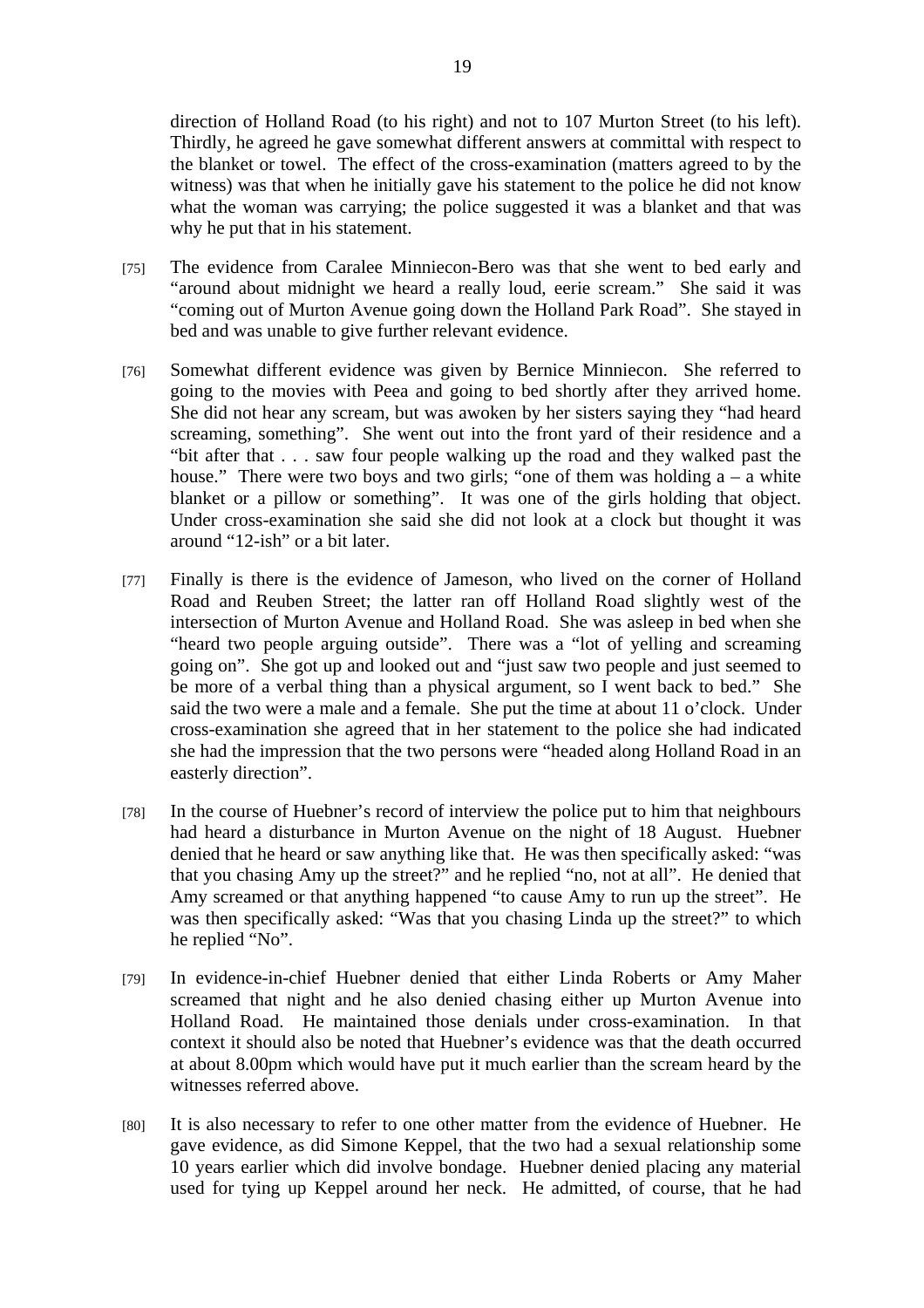direction of Holland Road (to his right) and not to 107 Murton Street (to his left). Thirdly, he agreed he gave somewhat different answers at committal with respect to the blanket or towel. The effect of the cross-examination (matters agreed to by the witness) was that when he initially gave his statement to the police he did not know what the woman was carrying; the police suggested it was a blanket and that was why he put that in his statement.

[75] The evidence from Caralee Minniecon-Bero was that she went to bed early and "around about midnight we heard a really loud, eerie scream." She said it was "coming out of Murton Avenue going down the Holland Park Road". She stayed in bed and was unable to give further relevant evidence.

[76] Somewhat different evidence was given by Bernice Minniecon. She referred to going to the movies with Peea and going to bed shortly after they arrived home. She did not hear any scream, but was awoken by her sisters saying they "had heard screaming, something". She went out into the front yard of their residence and a "bit after that . . . saw four people walking up the road and they walked past the house." There were two boys and two girls; "one of them was holding a – a white blanket or a pillow or something". It was one of the girls holding that object. Under cross-examination she said she did not look at a clock but thought it was around "12-ish" or a bit later.

[77] Finally is there is the evidence of Jameson, who lived on the corner of Holland Road and Reuben Street; the latter ran off Holland Road slightly west of the intersection of Murton Avenue and Holland Road. She was asleep in bed when she "heard two people arguing outside". There was a "lot of yelling and screaming going on". She got up and looked out and "just saw two people and just seemed to be more of a verbal thing than a physical argument, so I went back to bed." She said the two were a male and a female. She put the time at about 11 o'clock. Under cross-examination she agreed that in her statement to the police she had indicated she had the impression that the two persons were "headed along Holland Road in an easterly direction".

[78] In the course of Huebner's record of interview the police put to him that neighbours had heard a disturbance in Murton Avenue on the night of 18 August. Huebner denied that he heard or saw anything like that. He was then specifically asked: "was that you chasing Amy up the street?" and he replied "no, not at all". He denied that Amy screamed or that anything happened "to cause Amy to run up the street". He was then specifically asked: "Was that you chasing Linda up the street?" to which he replied "No".

[79] In evidence-in-chief Huebner denied that either Linda Roberts or Amy Maher screamed that night and he also denied chasing either up Murton Avenue into Holland Road. He maintained those denials under cross-examination. In that context it should also be noted that Huebner's evidence was that the death occurred at about 8.00pm which would have put it much earlier than the scream heard by the witnesses referred above.

[80] It is also necessary to refer to one other matter from the evidence of Huebner. He gave evidence, as did Simone Keppel, that the two had a sexual relationship some 10 years earlier which did involve bondage. Huebner denied placing any material used for tying up Keppel around her neck. He admitted, of course, that he had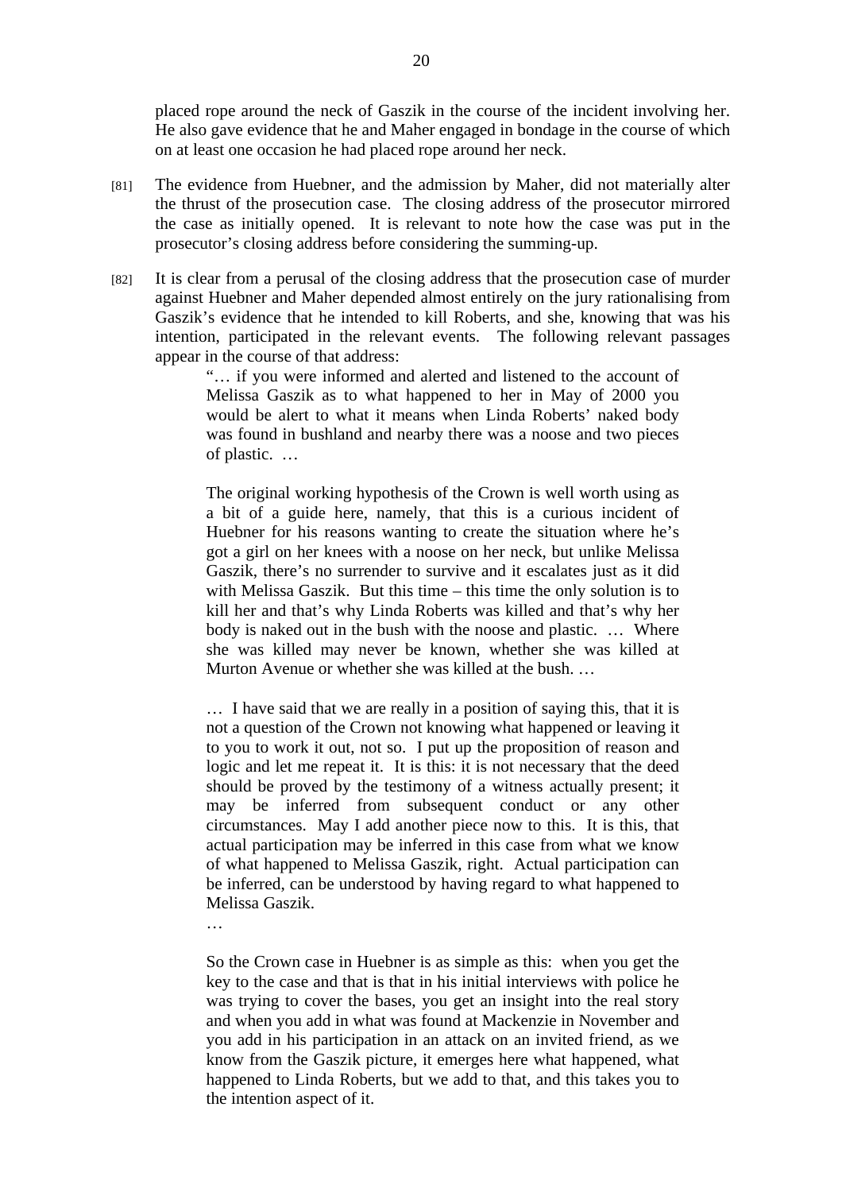placed rope around the neck of Gaszik in the course of the incident involving her. He also gave evidence that he and Maher engaged in bondage in the course of which on at least one occasion he had placed rope around her neck.

[81] The evidence from Huebner, and the admission by Maher, did not materially alter the thrust of the prosecution case. The closing address of the prosecutor mirrored the case as initially opened. It is relevant to note how the case was put in the prosecutor's closing address before considering the summing-up.

[82] It is clear from a perusal of the closing address that the prosecution case of murder against Huebner and Maher depended almost entirely on the jury rationalising from Gaszik's evidence that he intended to kill Roberts, and she, knowing that was his intention, participated in the relevant events. The following relevant passages appear in the course of that address:

> "… if you were informed and alerted and listened to the account of Melissa Gaszik as to what happened to her in May of 2000 you would be alert to what it means when Linda Roberts' naked body was found in bushland and nearby there was a noose and two pieces of plastic. …
>
> The original working hypothesis of the Crown is well worth using as a bit of a guide here, namely, that this is a curious incident of Huebner for his reasons wanting to create the situation where he's got a girl on her knees with a noose on her neck, but unlike Melissa Gaszik, there's no surrender to survive and it escalates just as it did with Melissa Gaszik. But this time – this time the only solution is to kill her and that's why Linda Roberts was killed and that's why her body is naked out in the bush with the noose and plastic. … Where she was killed may never be known, whether she was killed at Murton Avenue or whether she was killed at the bush. …
>
> … I have said that we are really in a position of saying this, that it is not a question of the Crown not knowing what happened or leaving it to you to work it out, not so. I put up the proposition of reason and logic and let me repeat it. It is this: it is not necessary that the deed should be proved by the testimony of a witness actually present; it may be inferred from subsequent conduct or any other circumstances. May I add another piece now to this. It is this, that actual participation may be inferred in this case from what we know of what happened to Melissa Gaszik, right. Actual participation can be inferred, can be understood by having regard to what happened to Melissa Gaszik.
>
> …
>
> So the Crown case in Huebner is as simple as this: when you get the key to the case and that is that in his initial interviews with police he was trying to cover the bases, you get an insight into the real story and when you add in what was found at Mackenzie in November and you add in his participation in an attack on an invited friend, as we know from the Gaszik picture, it emerges here what happened, what happened to Linda Roberts, but we add to that, and this takes you to the intention aspect of it.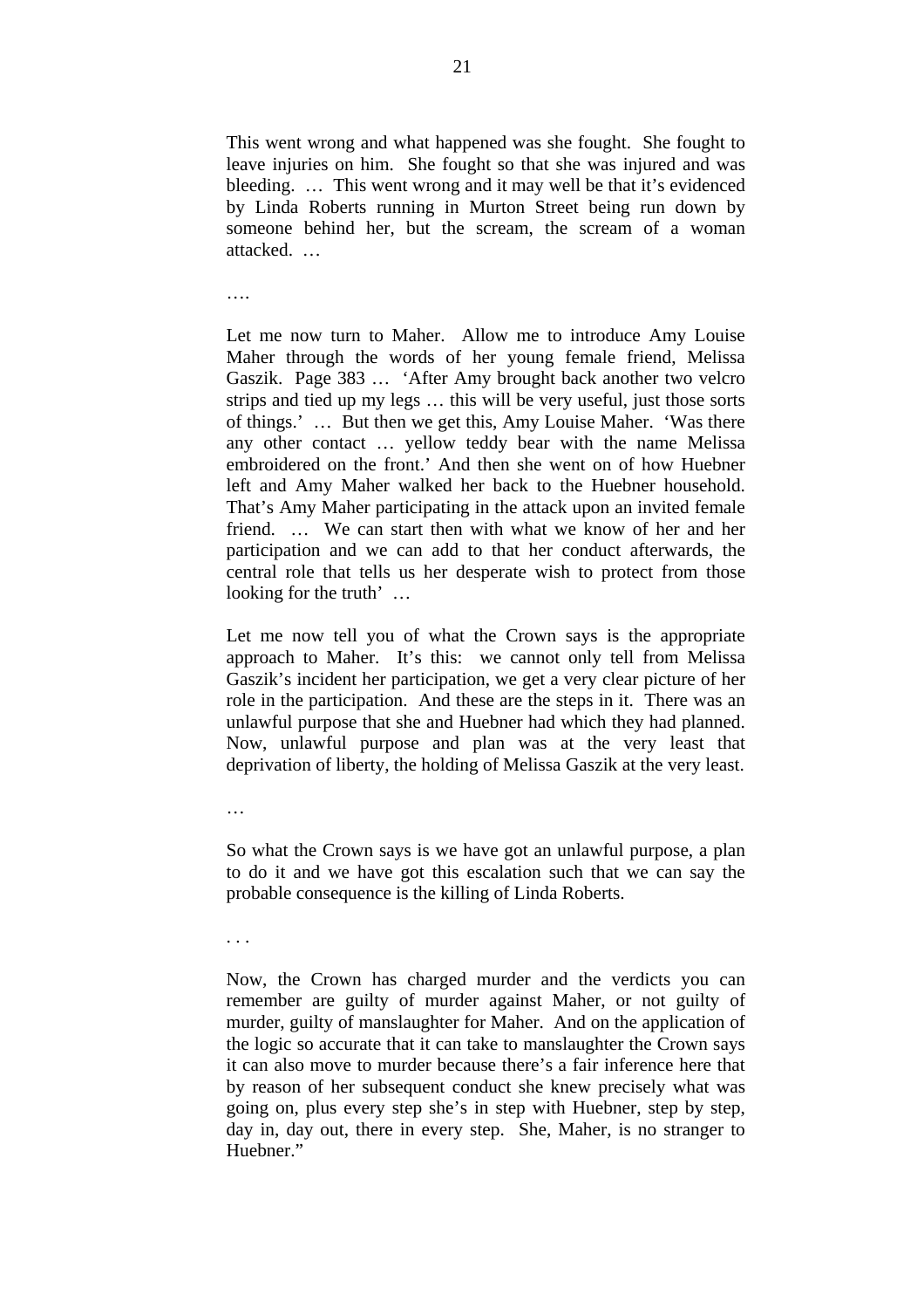This went wrong and what happened was she fought. She fought to leave injuries on him. She fought so that she was injured and was bleeding. … This went wrong and it may well be that it's evidenced by Linda Roberts running in Murton Street being run down by someone behind her, but the scream, the scream of a woman attacked. …

….

Let me now turn to Maher. Allow me to introduce Amy Louise Maher through the words of her young female friend, Melissa Gaszik. Page 383 … 'After Amy brought back another two velcro strips and tied up my legs … this will be very useful, just those sorts of things.' … But then we get this, Amy Louise Maher. 'Was there any other contact … yellow teddy bear with the name Melissa embroidered on the front.' And then she went on of how Huebner left and Amy Maher walked her back to the Huebner household. That's Amy Maher participating in the attack upon an invited female friend. … We can start then with what we know of her and her participation and we can add to that her conduct afterwards, the central role that tells us her desperate wish to protect from those looking for the truth' …

Let me now tell you of what the Crown says is the appropriate approach to Maher. It's this: we cannot only tell from Melissa Gaszik's incident her participation, we get a very clear picture of her role in the participation. And these are the steps in it. There was an unlawful purpose that she and Huebner had which they had planned. Now, unlawful purpose and plan was at the very least that deprivation of liberty, the holding of Melissa Gaszik at the very least.

…

So what the Crown says is we have got an unlawful purpose, a plan to do it and we have got this escalation such that we can say the probable consequence is the killing of Linda Roberts.

. . .

Now, the Crown has charged murder and the verdicts you can remember are guilty of murder against Maher, or not guilty of murder, guilty of manslaughter for Maher. And on the application of the logic so accurate that it can take to manslaughter the Crown says it can also move to murder because there's a fair inference here that by reason of her subsequent conduct she knew precisely what was going on, plus every step she's in step with Huebner, step by step, day in, day out, there in every step. She, Maher, is no stranger to Huebner."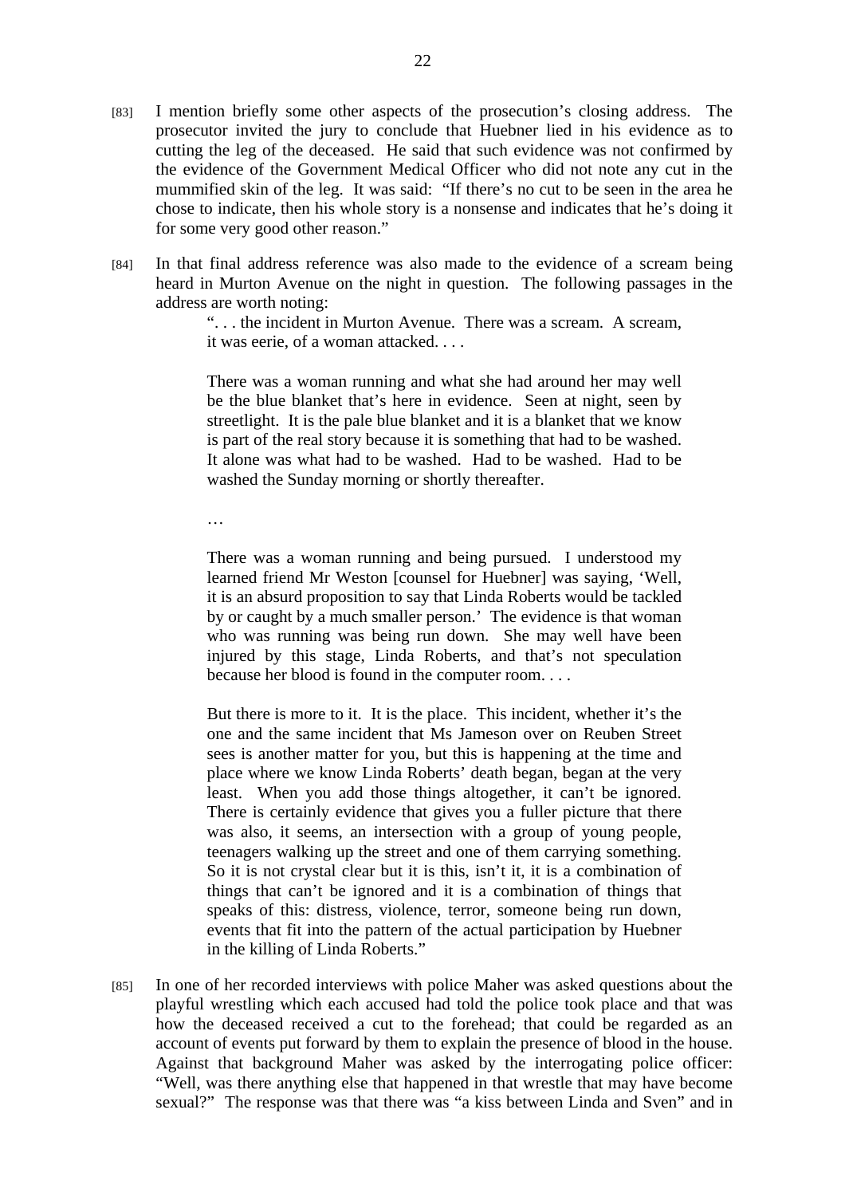[83] I mention briefly some other aspects of the prosecution's closing address. The prosecutor invited the jury to conclude that Huebner lied in his evidence as to cutting the leg of the deceased. He said that such evidence was not confirmed by the evidence of the Government Medical Officer who did not note any cut in the mummified skin of the leg. It was said: "If there's no cut to be seen in the area he chose to indicate, then his whole story is a nonsense and indicates that he's doing it for some very good other reason."

[84] In that final address reference was also made to the evidence of a scream being heard in Murton Avenue on the night in question. The following passages in the address are worth noting:

> ". . . the incident in Murton Avenue. There was a scream. A scream, it was eerie, of a woman attacked. . . .
>
> There was a woman running and what she had around her may well be the blue blanket that's here in evidence. Seen at night, seen by streetlight. It is the pale blue blanket and it is a blanket that we know is part of the real story because it is something that had to be washed. It alone was what had to be washed. Had to be washed. Had to be washed the Sunday morning or shortly thereafter.
>
> …
>
> There was a woman running and being pursued. I understood my learned friend Mr Weston [counsel for Huebner] was saying, 'Well, it is an absurd proposition to say that Linda Roberts would be tackled by or caught by a much smaller person.' The evidence is that woman who was running was being run down. She may well have been injured by this stage, Linda Roberts, and that's not speculation because her blood is found in the computer room. . . .
>
> But there is more to it. It is the place. This incident, whether it's the one and the same incident that Ms Jameson over on Reuben Street sees is another matter for you, but this is happening at the time and place where we know Linda Roberts' death began, began at the very least. When you add those things altogether, it can't be ignored. There is certainly evidence that gives you a fuller picture that there was also, it seems, an intersection with a group of young people, teenagers walking up the street and one of them carrying something. So it is not crystal clear but it is this, isn't it, it is a combination of things that can't be ignored and it is a combination of things that speaks of this: distress, violence, terror, someone being run down, events that fit into the pattern of the actual participation by Huebner in the killing of Linda Roberts."

[85] In one of her recorded interviews with police Maher was asked questions about the playful wrestling which each accused had told the police took place and that was how the deceased received a cut to the forehead; that could be regarded as an account of events put forward by them to explain the presence of blood in the house. Against that background Maher was asked by the interrogating police officer: "Well, was there anything else that happened in that wrestle that may have become sexual?" The response was that there was "a kiss between Linda and Sven" and in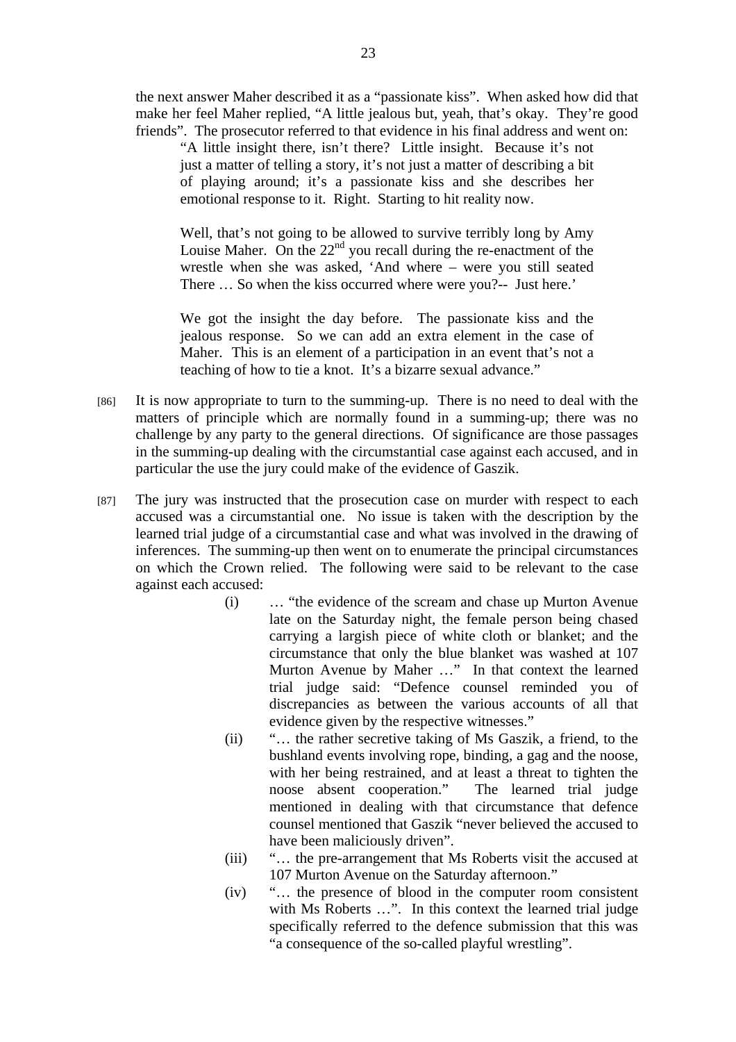the next answer Maher described it as a "passionate kiss". When asked how did that make her feel Maher replied, "A little jealous but, yeah, that's okay. They're good friends". The prosecutor referred to that evidence in his final address and went on:

> "A little insight there, isn't there? Little insight. Because it's not just a matter of telling a story, it's not just a matter of describing a bit of playing around; it's a passionate kiss and she describes her emotional response to it. Right. Starting to hit reality now.
>
> Well, that's not going to be allowed to survive terribly long by Amy Louise Maher. On the 22nd you recall during the re-enactment of the wrestle when she was asked, 'And where – were you still seated There … So when the kiss occurred where were you?-- Just here.'
>
> We got the insight the day before. The passionate kiss and the jealous response. So we can add an extra element in the case of Maher. This is an element of a participation in an event that's not a teaching of how to tie a knot. It's a bizarre sexual advance."

[86] It is now appropriate to turn to the summing-up. There is no need to deal with the matters of principle which are normally found in a summing-up; there was no challenge by any party to the general directions. Of significance are those passages in the summing-up dealing with the circumstantial case against each accused, and in particular the use the jury could make of the evidence of Gaszik.

[87] The jury was instructed that the prosecution case on murder with respect to each accused was a circumstantial one. No issue is taken with the description by the learned trial judge of a circumstantial case and what was involved in the drawing of inferences. The summing-up then went on to enumerate the principal circumstances on which the Crown relied. The following were said to be relevant to the case against each accused:

(i) … "the evidence of the scream and chase up Murton Avenue late on the Saturday night, the female person being chased carrying a largish piece of white cloth or blanket; and the circumstance that only the blue blanket was washed at 107 Murton Avenue by Maher …" In that context the learned trial judge said: "Defence counsel reminded you of discrepancies as between the various accounts of all that evidence given by the respective witnesses."

(ii) "… the rather secretive taking of Ms Gaszik, a friend, to the bushland events involving rope, binding, a gag and the noose, with her being restrained, and at least a threat to tighten the noose absent cooperation." The learned trial judge mentioned in dealing with that circumstance that defence counsel mentioned that Gaszik "never believed the accused to have been maliciously driven".

(iii) "… the pre-arrangement that Ms Roberts visit the accused at 107 Murton Avenue on the Saturday afternoon."

(iv) "… the presence of blood in the computer room consistent with Ms Roberts …". In this context the learned trial judge specifically referred to the defence submission that this was "a consequence of the so-called playful wrestling".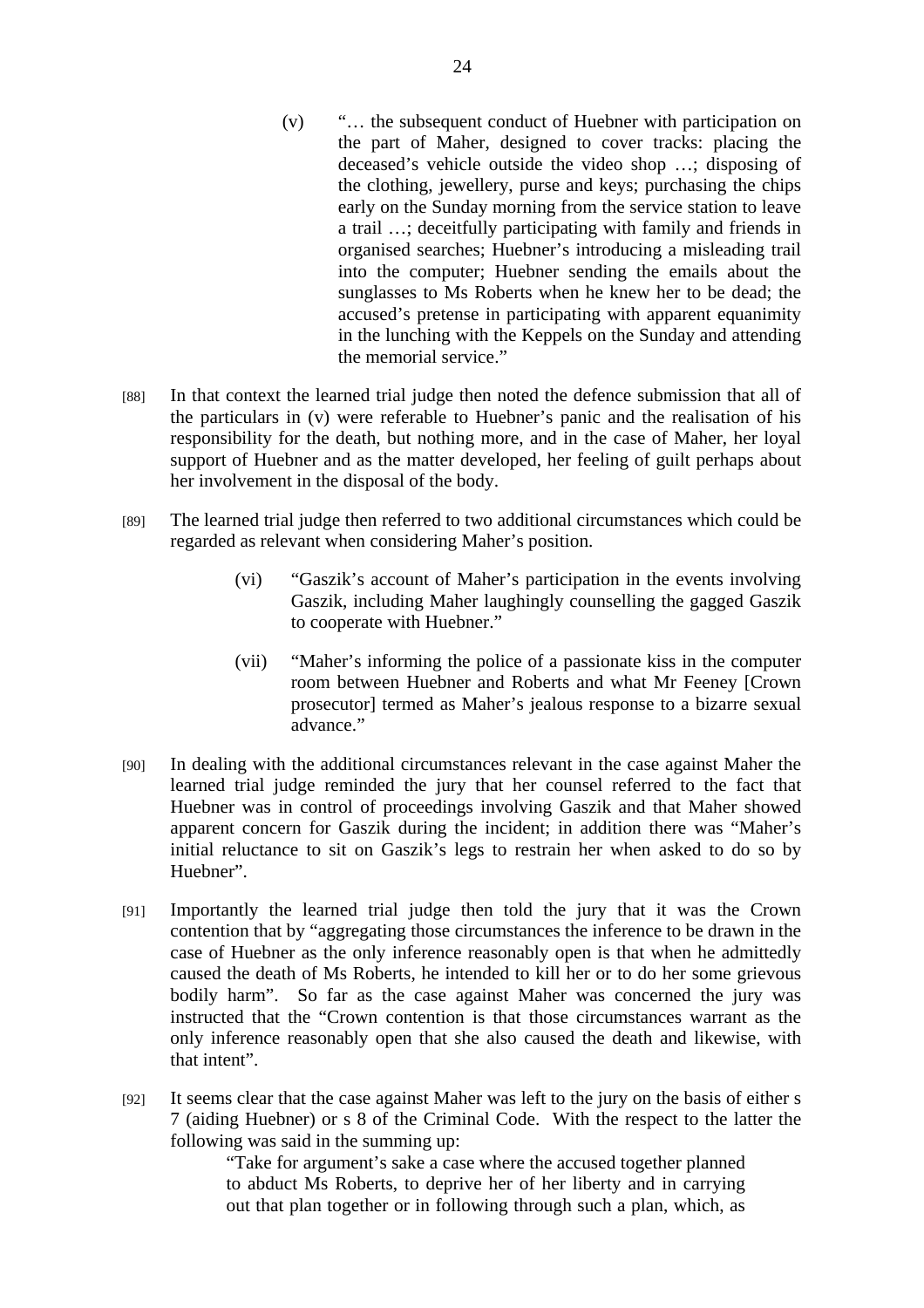(v) "… the subsequent conduct of Huebner with participation on the part of Maher, designed to cover tracks: placing the deceased's vehicle outside the video shop …; disposing of the clothing, jewellery, purse and keys; purchasing the chips early on the Sunday morning from the service station to leave a trail …; deceitfully participating with family and friends in organised searches; Huebner's introducing a misleading trail into the computer; Huebner sending the emails about the sunglasses to Ms Roberts when he knew her to be dead; the accused's pretense in participating with apparent equanimity in the lunching with the Keppels on the Sunday and attending the memorial service."

[88] In that context the learned trial judge then noted the defence submission that all of the particulars in (v) were referable to Huebner's panic and the realisation of his responsibility for the death, but nothing more, and in the case of Maher, her loyal support of Huebner and as the matter developed, her feeling of guilt perhaps about her involvement in the disposal of the body.

[89] The learned trial judge then referred to two additional circumstances which could be regarded as relevant when considering Maher's position.

> (vi) "Gaszik's account of Maher's participation in the events involving Gaszik, including Maher laughingly counselling the gagged Gaszik to cooperate with Huebner."
>
> (vii) "Maher's informing the police of a passionate kiss in the computer room between Huebner and Roberts and what Mr Feeney [Crown prosecutor] termed as Maher's jealous response to a bizarre sexual advance."

[90] In dealing with the additional circumstances relevant in the case against Maher the learned trial judge reminded the jury that her counsel referred to the fact that Huebner was in control of proceedings involving Gaszik and that Maher showed apparent concern for Gaszik during the incident; in addition there was "Maher's initial reluctance to sit on Gaszik's legs to restrain her when asked to do so by Huebner".

[91] Importantly the learned trial judge then told the jury that it was the Crown contention that by "aggregating those circumstances the inference to be drawn in the case of Huebner as the only inference reasonably open is that when he admittedly caused the death of Ms Roberts, he intended to kill her or to do her some grievous bodily harm". So far as the case against Maher was concerned the jury was instructed that the "Crown contention is that those circumstances warrant as the only inference reasonably open that she also caused the death and likewise, with that intent".

[92] It seems clear that the case against Maher was left to the jury on the basis of either s 7 (aiding Huebner) or s 8 of the Criminal Code. With the respect to the latter the following was said in the summing up:

> "Take for argument's sake a case where the accused together planned to abduct Ms Roberts, to deprive her of her liberty and in carrying out that plan together or in following through such a plan, which, as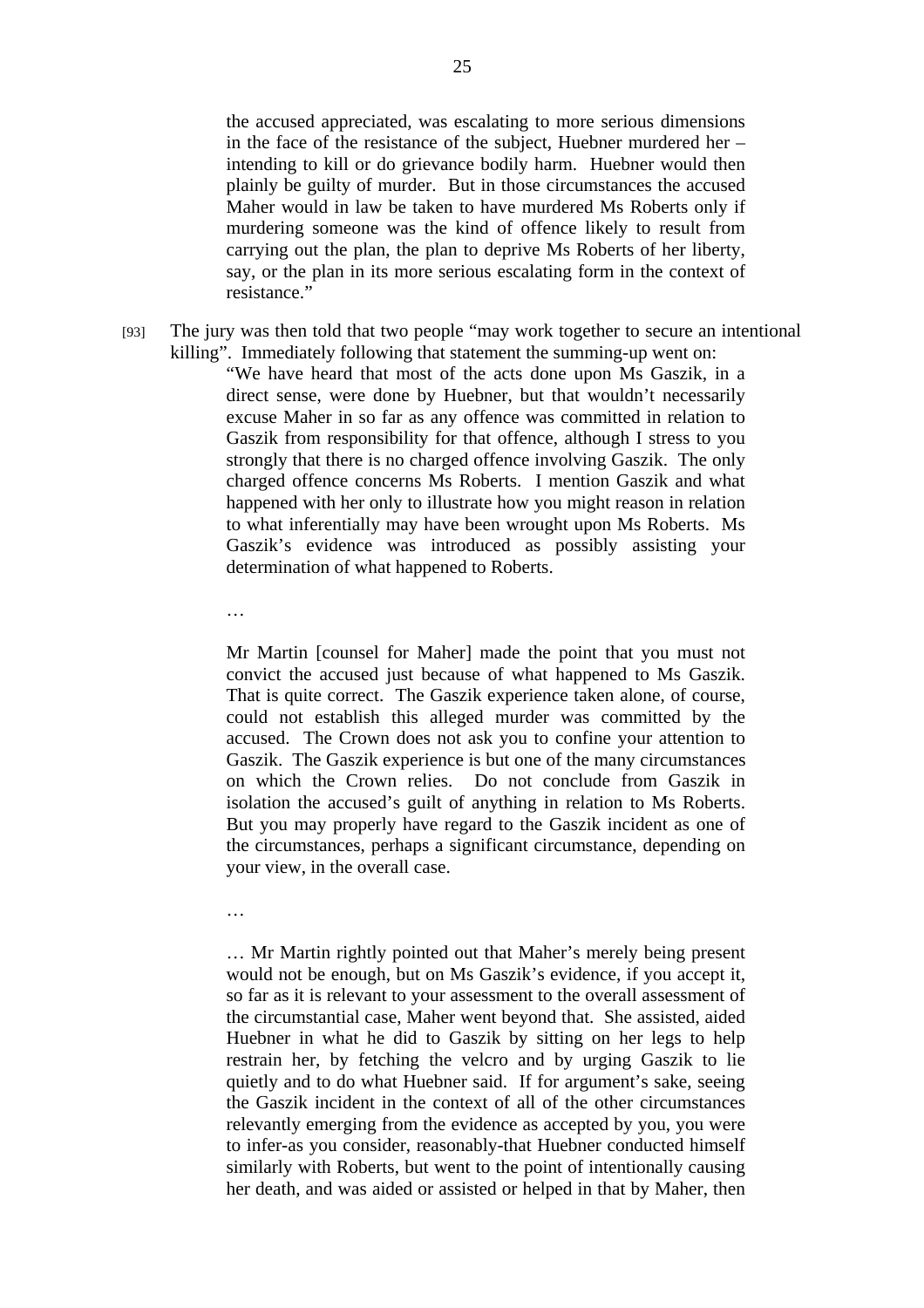> the accused appreciated, was escalating to more serious dimensions in the face of the resistance of the subject, Huebner murdered her – intending to kill or do grievance bodily harm. Huebner would then plainly be guilty of murder. But in those circumstances the accused Maher would in law be taken to have murdered Ms Roberts only if murdering someone was the kind of offence likely to result from carrying out the plan, the plan to deprive Ms Roberts of her liberty, say, or the plan in its more serious escalating form in the context of resistance."

[93] The jury was then told that two people "may work together to secure an intentional killing". Immediately following that statement the summing-up went on:

> "We have heard that most of the acts done upon Ms Gaszik, in a direct sense, were done by Huebner, but that wouldn't necessarily excuse Maher in so far as any offence was committed in relation to Gaszik from responsibility for that offence, although I stress to you strongly that there is no charged offence involving Gaszik. The only charged offence concerns Ms Roberts. I mention Gaszik and what happened with her only to illustrate how you might reason in relation to what inferentially may have been wrought upon Ms Roberts. Ms Gaszik's evidence was introduced as possibly assisting your determination of what happened to Roberts.
>
> …
>
> Mr Martin [counsel for Maher] made the point that you must not convict the accused just because of what happened to Ms Gaszik. That is quite correct. The Gaszik experience taken alone, of course, could not establish this alleged murder was committed by the accused. The Crown does not ask you to confine your attention to Gaszik. The Gaszik experience is but one of the many circumstances on which the Crown relies. Do not conclude from Gaszik in isolation the accused's guilt of anything in relation to Ms Roberts. But you may properly have regard to the Gaszik incident as one of the circumstances, perhaps a significant circumstance, depending on your view, in the overall case.
>
> …
>
> … Mr Martin rightly pointed out that Maher's merely being present would not be enough, but on Ms Gaszik's evidence, if you accept it, so far as it is relevant to your assessment to the overall assessment of the circumstantial case, Maher went beyond that. She assisted, aided Huebner in what he did to Gaszik by sitting on her legs to help restrain her, by fetching the velcro and by urging Gaszik to lie quietly and to do what Huebner said. If for argument's sake, seeing the Gaszik incident in the context of all of the other circumstances relevantly emerging from the evidence as accepted by you, you were to infer-as you consider, reasonably-that Huebner conducted himself similarly with Roberts, but went to the point of intentionally causing her death, and was aided or assisted or helped in that by Maher, then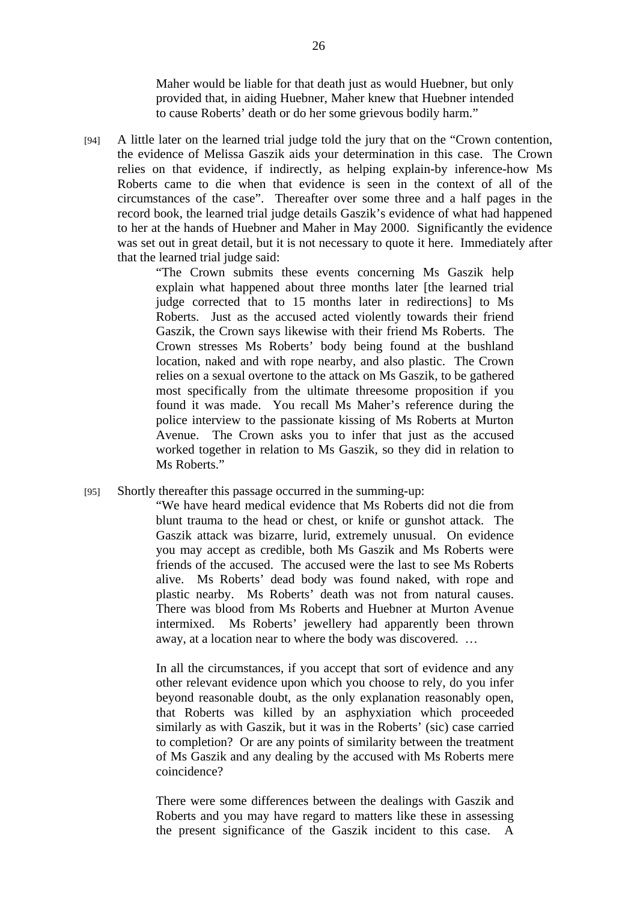Maher would be liable for that death just as would Huebner, but only provided that, in aiding Huebner, Maher knew that Huebner intended to cause Roberts' death or do her some grievous bodily harm."

[94] A little later on the learned trial judge told the jury that on the "Crown contention, the evidence of Melissa Gaszik aids your determination in this case. The Crown relies on that evidence, if indirectly, as helping explain-by inference-how Ms Roberts came to die when that evidence is seen in the context of all of the circumstances of the case". Thereafter over some three and a half pages in the record book, the learned trial judge details Gaszik's evidence of what had happened to her at the hands of Huebner and Maher in May 2000. Significantly the evidence was set out in great detail, but it is not necessary to quote it here. Immediately after that the learned trial judge said:

> "The Crown submits these events concerning Ms Gaszik help explain what happened about three months later [the learned trial judge corrected that to 15 months later in redirections] to Ms Roberts. Just as the accused acted violently towards their friend Gaszik, the Crown says likewise with their friend Ms Roberts. The Crown stresses Ms Roberts' body being found at the bushland location, naked and with rope nearby, and also plastic. The Crown relies on a sexual overtone to the attack on Ms Gaszik, to be gathered most specifically from the ultimate threesome proposition if you found it was made. You recall Ms Maher's reference during the police interview to the passionate kissing of Ms Roberts at Murton Avenue. The Crown asks you to infer that just as the accused worked together in relation to Ms Gaszik, so they did in relation to Ms Roberts."

[95] Shortly thereafter this passage occurred in the summing-up:

> "We have heard medical evidence that Ms Roberts did not die from blunt trauma to the head or chest, or knife or gunshot attack. The Gaszik attack was bizarre, lurid, extremely unusual. On evidence you may accept as credible, both Ms Gaszik and Ms Roberts were friends of the accused. The accused were the last to see Ms Roberts alive. Ms Roberts' dead body was found naked, with rope and plastic nearby. Ms Roberts' death was not from natural causes. There was blood from Ms Roberts and Huebner at Murton Avenue intermixed. Ms Roberts' jewellery had apparently been thrown away, at a location near to where the body was discovered. …
>
> In all the circumstances, if you accept that sort of evidence and any other relevant evidence upon which you choose to rely, do you infer beyond reasonable doubt, as the only explanation reasonably open, that Roberts was killed by an asphyxiation which proceeded similarly as with Gaszik, but it was in the Roberts' (sic) case carried to completion? Or are any points of similarity between the treatment of Ms Gaszik and any dealing by the accused with Ms Roberts mere coincidence?
>
> There were some differences between the dealings with Gaszik and Roberts and you may have regard to matters like these in assessing the present significance of the Gaszik incident to this case. A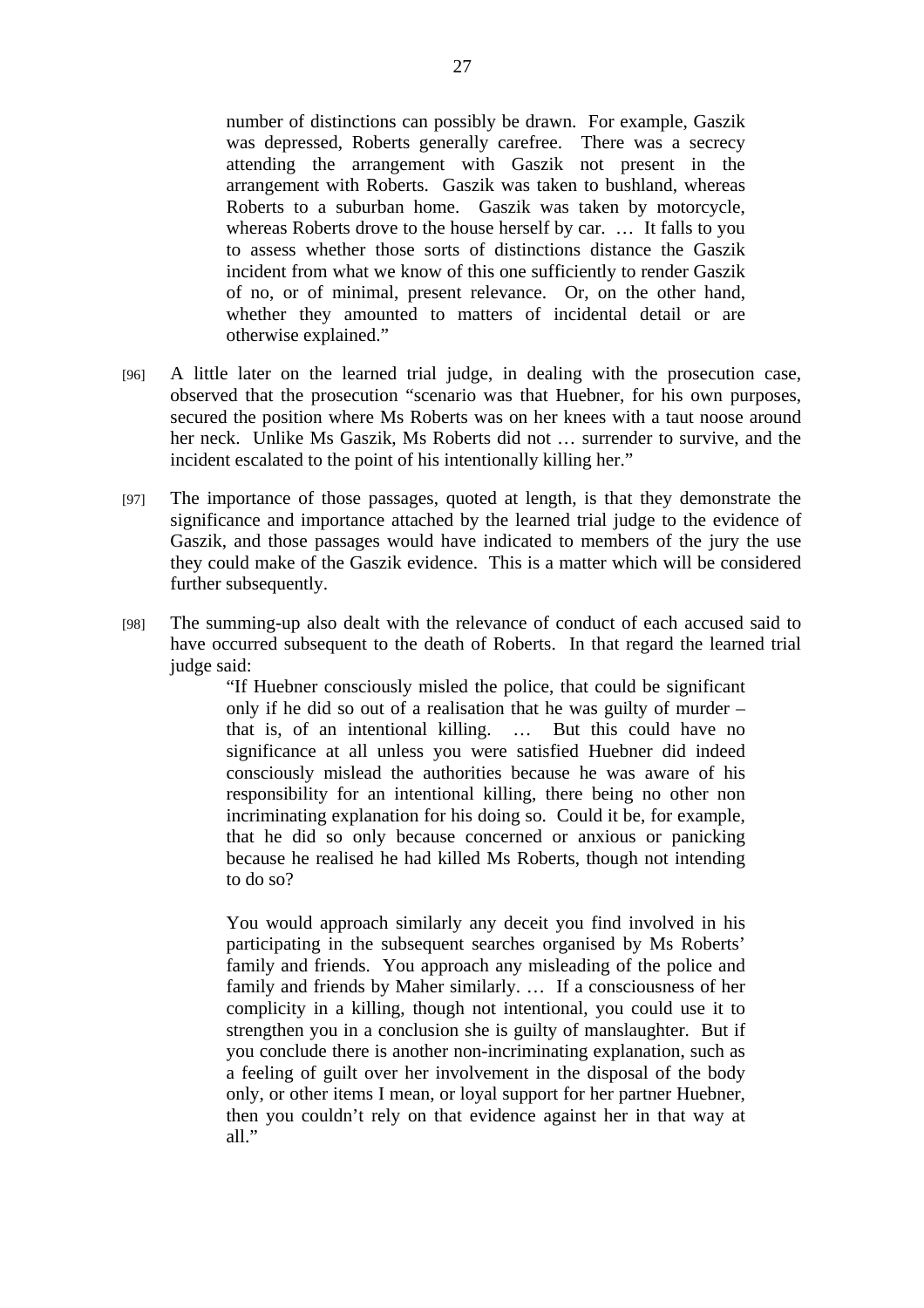> number of distinctions can possibly be drawn. For example, Gaszik was depressed, Roberts generally carefree. There was a secrecy attending the arrangement with Gaszik not present in the arrangement with Roberts. Gaszik was taken to bushland, whereas Roberts to a suburban home. Gaszik was taken by motorcycle, whereas Roberts drove to the house herself by car. … It falls to you to assess whether those sorts of distinctions distance the Gaszik incident from what we know of this one sufficiently to render Gaszik of no, or of minimal, present relevance. Or, on the other hand, whether they amounted to matters of incidental detail or are otherwise explained."

[96] A little later on the learned trial judge, in dealing with the prosecution case, observed that the prosecution "scenario was that Huebner, for his own purposes, secured the position where Ms Roberts was on her knees with a taut noose around her neck. Unlike Ms Gaszik, Ms Roberts did not … surrender to survive, and the incident escalated to the point of his intentionally killing her."

[97] The importance of those passages, quoted at length, is that they demonstrate the significance and importance attached by the learned trial judge to the evidence of Gaszik, and those passages would have indicated to members of the jury the use they could make of the Gaszik evidence. This is a matter which will be considered further subsequently.

[98] The summing-up also dealt with the relevance of conduct of each accused said to have occurred subsequent to the death of Roberts. In that regard the learned trial judge said:

> "If Huebner consciously misled the police, that could be significant only if he did so out of a realisation that he was guilty of murder – that is, of an intentional killing. … But this could have no significance at all unless you were satisfied Huebner did indeed consciously mislead the authorities because he was aware of his responsibility for an intentional killing, there being no other non incriminating explanation for his doing so. Could it be, for example, that he did so only because concerned or anxious or panicking because he realised he had killed Ms Roberts, though not intending to do so?
>
> You would approach similarly any deceit you find involved in his participating in the subsequent searches organised by Ms Roberts' family and friends. You approach any misleading of the police and family and friends by Maher similarly. … If a consciousness of her complicity in a killing, though not intentional, you could use it to strengthen you in a conclusion she is guilty of manslaughter. But if you conclude there is another non-incriminating explanation, such as a feeling of guilt over her involvement in the disposal of the body only, or other items I mean, or loyal support for her partner Huebner, then you couldn't rely on that evidence against her in that way at all."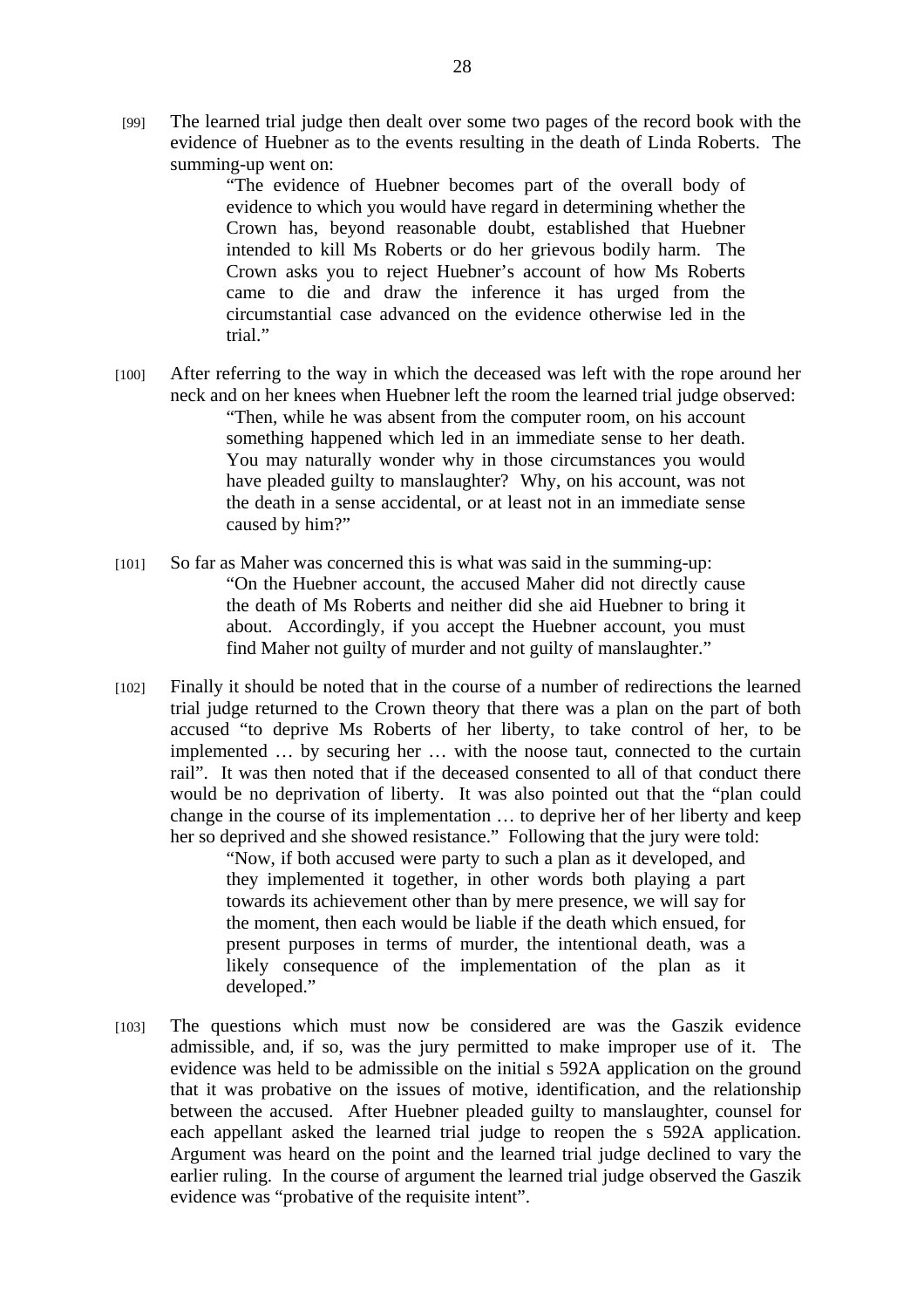[99] The learned trial judge then dealt over some two pages of the record book with the evidence of Huebner as to the events resulting in the death of Linda Roberts. The summing-up went on:

> "The evidence of Huebner becomes part of the overall body of evidence to which you would have regard in determining whether the Crown has, beyond reasonable doubt, established that Huebner intended to kill Ms Roberts or do her grievous bodily harm. The Crown asks you to reject Huebner's account of how Ms Roberts came to die and draw the inference it has urged from the circumstantial case advanced on the evidence otherwise led in the trial."

[100] After referring to the way in which the deceased was left with the rope around her neck and on her knees when Huebner left the room the learned trial judge observed:

> "Then, while he was absent from the computer room, on his account something happened which led in an immediate sense to her death. You may naturally wonder why in those circumstances you would have pleaded guilty to manslaughter? Why, on his account, was not the death in a sense accidental, or at least not in an immediate sense caused by him?"

[101] So far as Maher was concerned this is what was said in the summing-up:

> "On the Huebner account, the accused Maher did not directly cause the death of Ms Roberts and neither did she aid Huebner to bring it about. Accordingly, if you accept the Huebner account, you must find Maher not guilty of murder and not guilty of manslaughter."

[102] Finally it should be noted that in the course of a number of redirections the learned trial judge returned to the Crown theory that there was a plan on the part of both accused "to deprive Ms Roberts of her liberty, to take control of her, to be implemented … by securing her … with the noose taut, connected to the curtain rail". It was then noted that if the deceased consented to all of that conduct there would be no deprivation of liberty. It was also pointed out that the "plan could change in the course of its implementation … to deprive her of her liberty and keep her so deprived and she showed resistance." Following that the jury were told:

> "Now, if both accused were party to such a plan as it developed, and they implemented it together, in other words both playing a part towards its achievement other than by mere presence, we will say for the moment, then each would be liable if the death which ensued, for present purposes in terms of murder, the intentional death, was a likely consequence of the implementation of the plan as it developed."

[103] The questions which must now be considered are was the Gaszik evidence admissible, and, if so, was the jury permitted to make improper use of it. The evidence was held to be admissible on the initial s 592A application on the ground that it was probative on the issues of motive, identification, and the relationship between the accused. After Huebner pleaded guilty to manslaughter, counsel for each appellant asked the learned trial judge to reopen the s 592A application. Argument was heard on the point and the learned trial judge declined to vary the earlier ruling. In the course of argument the learned trial judge observed the Gaszik evidence was "probative of the requisite intent".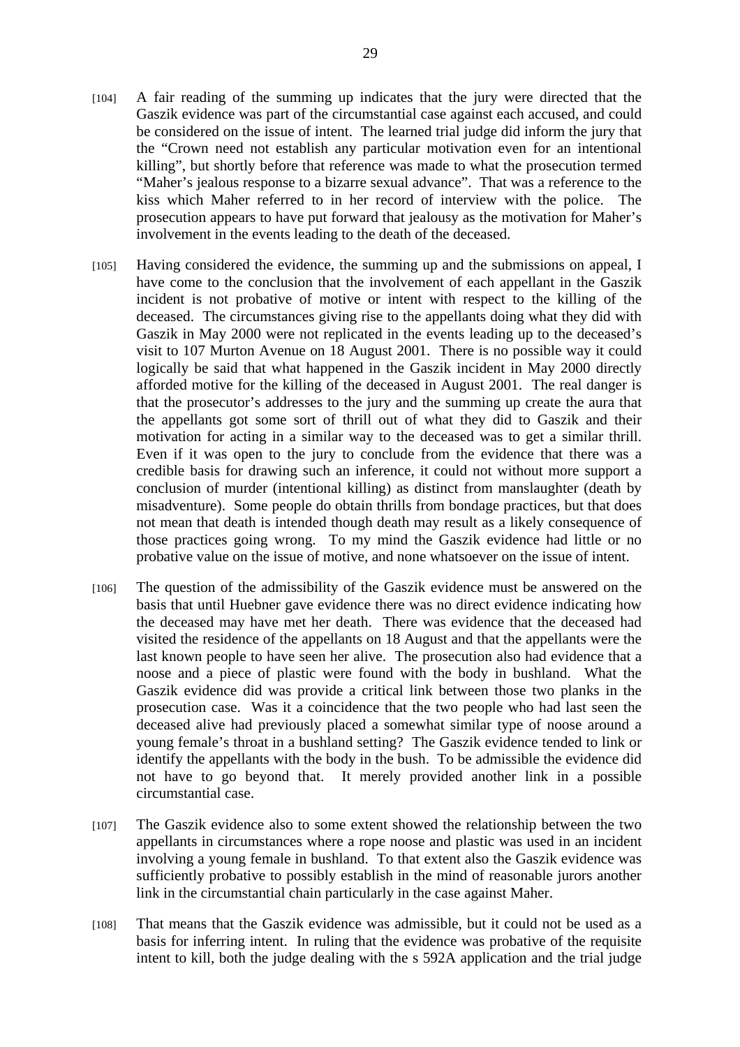[104] A fair reading of the summing up indicates that the jury were directed that the Gaszik evidence was part of the circumstantial case against each accused, and could be considered on the issue of intent. The learned trial judge did inform the jury that the "Crown need not establish any particular motivation even for an intentional killing", but shortly before that reference was made to what the prosecution termed "Maher's jealous response to a bizarre sexual advance". That was a reference to the kiss which Maher referred to in her record of interview with the police. The prosecution appears to have put forward that jealousy as the motivation for Maher's involvement in the events leading to the death of the deceased.

[105] Having considered the evidence, the summing up and the submissions on appeal, I have come to the conclusion that the involvement of each appellant in the Gaszik incident is not probative of motive or intent with respect to the killing of the deceased. The circumstances giving rise to the appellants doing what they did with Gaszik in May 2000 were not replicated in the events leading up to the deceased's visit to 107 Murton Avenue on 18 August 2001. There is no possible way it could logically be said that what happened in the Gaszik incident in May 2000 directly afforded motive for the killing of the deceased in August 2001. The real danger is that the prosecutor's addresses to the jury and the summing up create the aura that the appellants got some sort of thrill out of what they did to Gaszik and their motivation for acting in a similar way to the deceased was to get a similar thrill. Even if it was open to the jury to conclude from the evidence that there was a credible basis for drawing such an inference, it could not without more support a conclusion of murder (intentional killing) as distinct from manslaughter (death by misadventure). Some people do obtain thrills from bondage practices, but that does not mean that death is intended though death may result as a likely consequence of those practices going wrong. To my mind the Gaszik evidence had little or no probative value on the issue of motive, and none whatsoever on the issue of intent.

[106] The question of the admissibility of the Gaszik evidence must be answered on the basis that until Huebner gave evidence there was no direct evidence indicating how the deceased may have met her death. There was evidence that the deceased had visited the residence of the appellants on 18 August and that the appellants were the last known people to have seen her alive. The prosecution also had evidence that a noose and a piece of plastic were found with the body in bushland. What the Gaszik evidence did was provide a critical link between those two planks in the prosecution case. Was it a coincidence that the two people who had last seen the deceased alive had previously placed a somewhat similar type of noose around a young female's throat in a bushland setting? The Gaszik evidence tended to link or identify the appellants with the body in the bush. To be admissible the evidence did not have to go beyond that. It merely provided another link in a possible circumstantial case.

[107] The Gaszik evidence also to some extent showed the relationship between the two appellants in circumstances where a rope noose and plastic was used in an incident involving a young female in bushland. To that extent also the Gaszik evidence was sufficiently probative to possibly establish in the mind of reasonable jurors another link in the circumstantial chain particularly in the case against Maher.

[108] That means that the Gaszik evidence was admissible, but it could not be used as a basis for inferring intent. In ruling that the evidence was probative of the requisite intent to kill, both the judge dealing with the s 592A application and the trial judge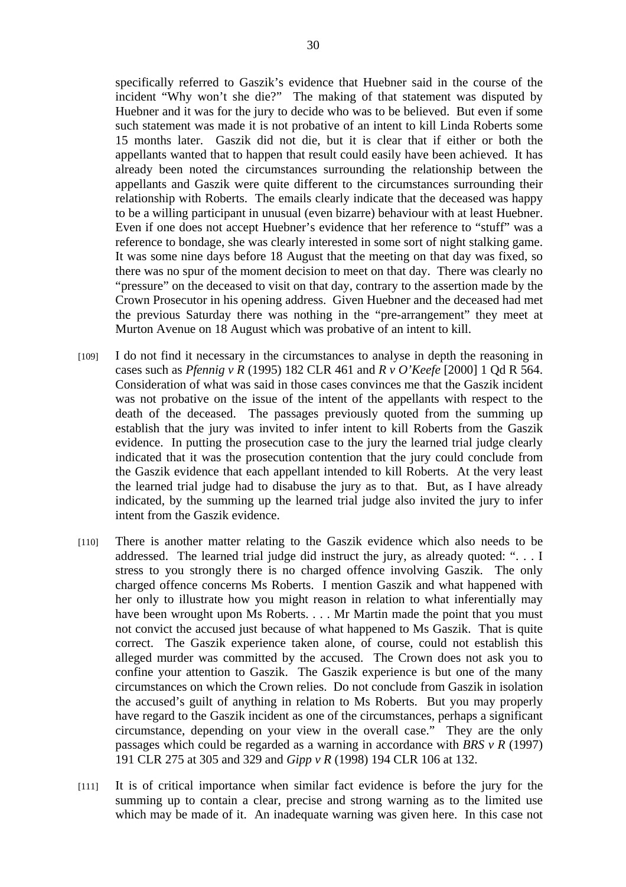specifically referred to Gaszik's evidence that Huebner said in the course of the incident "Why won't she die?" The making of that statement was disputed by Huebner and it was for the jury to decide who was to be believed. But even if some such statement was made it is not probative of an intent to kill Linda Roberts some 15 months later. Gaszik did not die, but it is clear that if either or both the appellants wanted that to happen that result could easily have been achieved. It has already been noted the circumstances surrounding the relationship between the appellants and Gaszik were quite different to the circumstances surrounding their relationship with Roberts. The emails clearly indicate that the deceased was happy to be a willing participant in unusual (even bizarre) behaviour with at least Huebner. Even if one does not accept Huebner's evidence that her reference to "stuff" was a reference to bondage, she was clearly interested in some sort of night stalking game. It was some nine days before 18 August that the meeting on that day was fixed, so there was no spur of the moment decision to meet on that day. There was clearly no "pressure" on the deceased to visit on that day, contrary to the assertion made by the Crown Prosecutor in his opening address. Given Huebner and the deceased had met the previous Saturday there was nothing in the "pre-arrangement" they meet at Murton Avenue on 18 August which was probative of an intent to kill.

[109] I do not find it necessary in the circumstances to analyse in depth the reasoning in cases such as *Pfennig v R* (1995) 182 CLR 461 and *R v O'Keefe* [2000] 1 Qd R 564. Consideration of what was said in those cases convinces me that the Gaszik incident was not probative on the issue of the intent of the appellants with respect to the death of the deceased. The passages previously quoted from the summing up establish that the jury was invited to infer intent to kill Roberts from the Gaszik evidence. In putting the prosecution case to the jury the learned trial judge clearly indicated that it was the prosecution contention that the jury could conclude from the Gaszik evidence that each appellant intended to kill Roberts. At the very least the learned trial judge had to disabuse the jury as to that. But, as I have already indicated, by the summing up the learned trial judge also invited the jury to infer intent from the Gaszik evidence.

[110] There is another matter relating to the Gaszik evidence which also needs to be addressed. The learned trial judge did instruct the jury, as already quoted: ". . . I stress to you strongly there is no charged offence involving Gaszik. The only charged offence concerns Ms Roberts. I mention Gaszik and what happened with her only to illustrate how you might reason in relation to what inferentially may have been wrought upon Ms Roberts. . . . Mr Martin made the point that you must not convict the accused just because of what happened to Ms Gaszik. That is quite correct. The Gaszik experience taken alone, of course, could not establish this alleged murder was committed by the accused. The Crown does not ask you to confine your attention to Gaszik. The Gaszik experience is but one of the many circumstances on which the Crown relies. Do not conclude from Gaszik in isolation the accused's guilt of anything in relation to Ms Roberts. But you may properly have regard to the Gaszik incident as one of the circumstances, perhaps a significant circumstance, depending on your view in the overall case." They are the only passages which could be regarded as a warning in accordance with *BRS v R* (1997) 191 CLR 275 at 305 and 329 and *Gipp v R* (1998) 194 CLR 106 at 132.

[111] It is of critical importance when similar fact evidence is before the jury for the summing up to contain a clear, precise and strong warning as to the limited use which may be made of it. An inadequate warning was given here. In this case not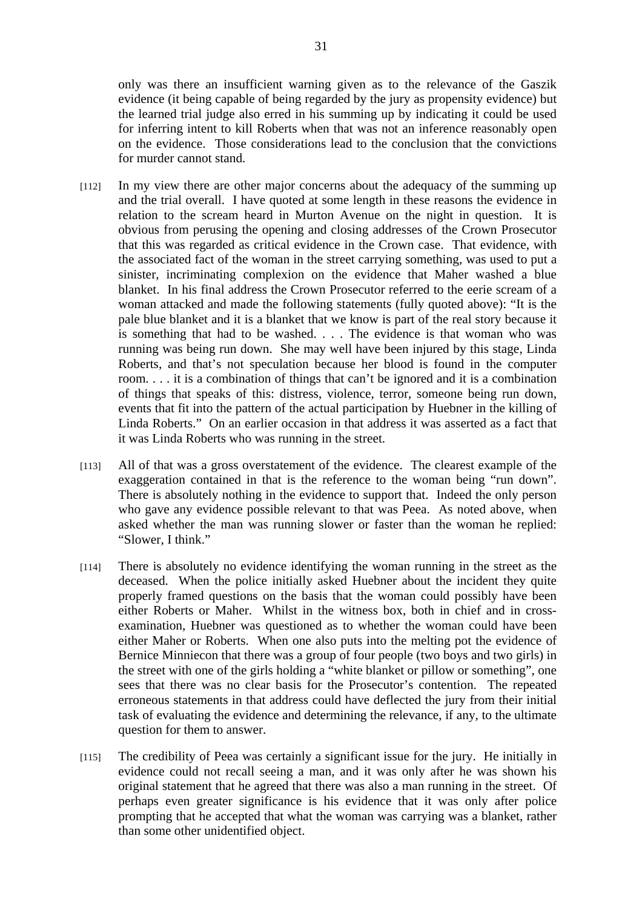only was there an insufficient warning given as to the relevance of the Gaszik evidence (it being capable of being regarded by the jury as propensity evidence) but the learned trial judge also erred in his summing up by indicating it could be used for inferring intent to kill Roberts when that was not an inference reasonably open on the evidence. Those considerations lead to the conclusion that the convictions for murder cannot stand.

[112] In my view there are other major concerns about the adequacy of the summing up and the trial overall. I have quoted at some length in these reasons the evidence in relation to the scream heard in Murton Avenue on the night in question. It is obvious from perusing the opening and closing addresses of the Crown Prosecutor that this was regarded as critical evidence in the Crown case. That evidence, with the associated fact of the woman in the street carrying something, was used to put a sinister, incriminating complexion on the evidence that Maher washed a blue blanket. In his final address the Crown Prosecutor referred to the eerie scream of a woman attacked and made the following statements (fully quoted above): "It is the pale blue blanket and it is a blanket that we know is part of the real story because it is something that had to be washed. . . . The evidence is that woman who was running was being run down. She may well have been injured by this stage, Linda Roberts, and that's not speculation because her blood is found in the computer room. . . . it is a combination of things that can't be ignored and it is a combination of things that speaks of this: distress, violence, terror, someone being run down, events that fit into the pattern of the actual participation by Huebner in the killing of Linda Roberts." On an earlier occasion in that address it was asserted as a fact that it was Linda Roberts who was running in the street.

[113] All of that was a gross overstatement of the evidence. The clearest example of the exaggeration contained in that is the reference to the woman being "run down". There is absolutely nothing in the evidence to support that. Indeed the only person who gave any evidence possible relevant to that was Peea. As noted above, when asked whether the man was running slower or faster than the woman he replied: "Slower, I think."

[114] There is absolutely no evidence identifying the woman running in the street as the deceased. When the police initially asked Huebner about the incident they quite properly framed questions on the basis that the woman could possibly have been either Roberts or Maher. Whilst in the witness box, both in chief and in cross-examination, Huebner was questioned as to whether the woman could have been either Maher or Roberts. When one also puts into the melting pot the evidence of Bernice Minniecon that there was a group of four people (two boys and two girls) in the street with one of the girls holding a "white blanket or pillow or something", one sees that there was no clear basis for the Prosecutor's contention. The repeated erroneous statements in that address could have deflected the jury from their initial task of evaluating the evidence and determining the relevance, if any, to the ultimate question for them to answer.

[115] The credibility of Peea was certainly a significant issue for the jury. He initially in evidence could not recall seeing a man, and it was only after he was shown his original statement that he agreed that there was also a man running in the street. Of perhaps even greater significance is his evidence that it was only after police prompting that he accepted that what the woman was carrying was a blanket, rather than some other unidentified object.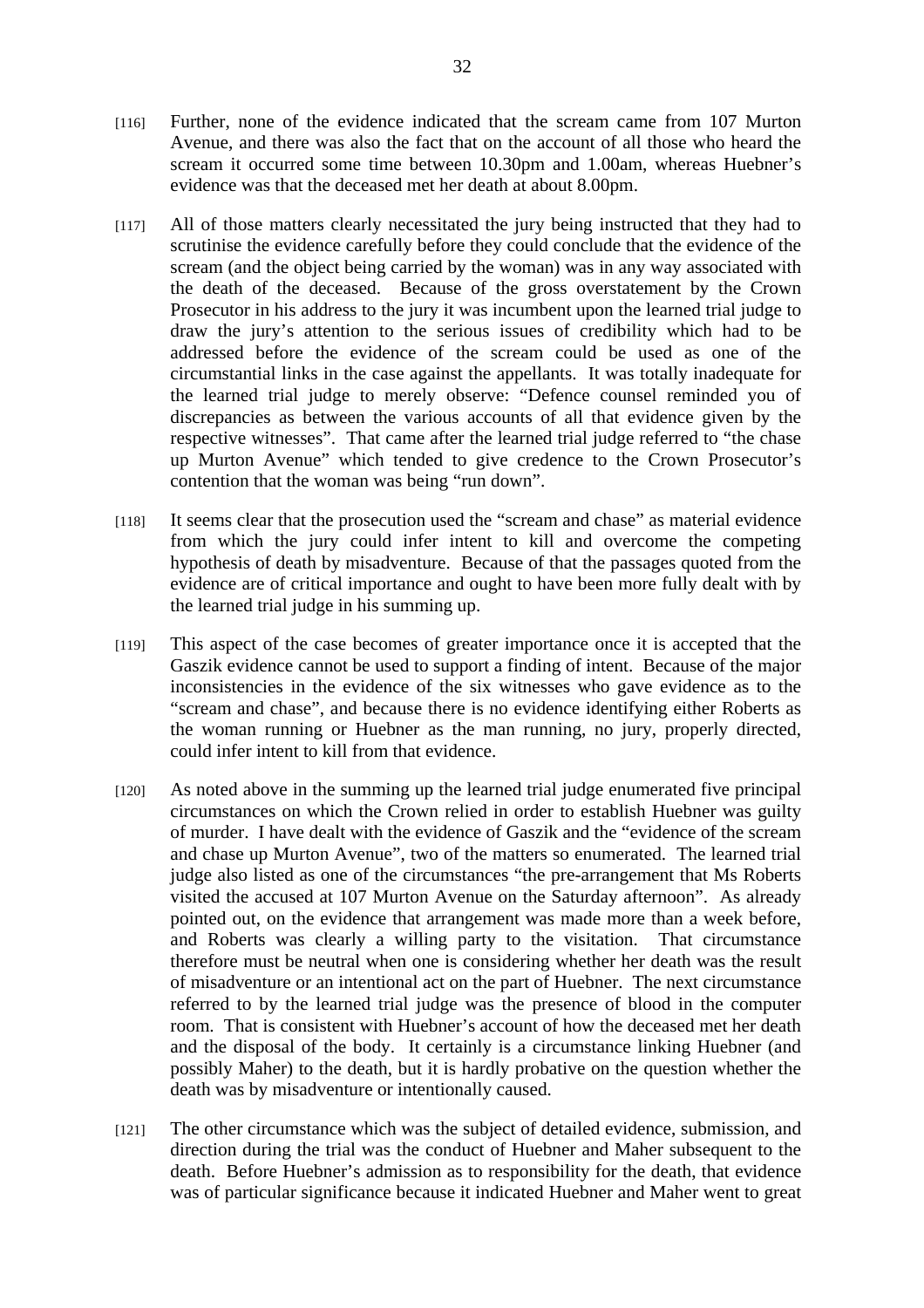[116] Further, none of the evidence indicated that the scream came from 107 Murton Avenue, and there was also the fact that on the account of all those who heard the scream it occurred some time between 10.30pm and 1.00am, whereas Huebner's evidence was that the deceased met her death at about 8.00pm.

[117] All of those matters clearly necessitated the jury being instructed that they had to scrutinise the evidence carefully before they could conclude that the evidence of the scream (and the object being carried by the woman) was in any way associated with the death of the deceased. Because of the gross overstatement by the Crown Prosecutor in his address to the jury it was incumbent upon the learned trial judge to draw the jury's attention to the serious issues of credibility which had to be addressed before the evidence of the scream could be used as one of the circumstantial links in the case against the appellants. It was totally inadequate for the learned trial judge to merely observe: "Defence counsel reminded you of discrepancies as between the various accounts of all that evidence given by the respective witnesses". That came after the learned trial judge referred to "the chase up Murton Avenue" which tended to give credence to the Crown Prosecutor's contention that the woman was being "run down".

[118] It seems clear that the prosecution used the "scream and chase" as material evidence from which the jury could infer intent to kill and overcome the competing hypothesis of death by misadventure. Because of that the passages quoted from the evidence are of critical importance and ought to have been more fully dealt with by the learned trial judge in his summing up.

[119] This aspect of the case becomes of greater importance once it is accepted that the Gaszik evidence cannot be used to support a finding of intent. Because of the major inconsistencies in the evidence of the six witnesses who gave evidence as to the "scream and chase", and because there is no evidence identifying either Roberts as the woman running or Huebner as the man running, no jury, properly directed, could infer intent to kill from that evidence.

[120] As noted above in the summing up the learned trial judge enumerated five principal circumstances on which the Crown relied in order to establish Huebner was guilty of murder. I have dealt with the evidence of Gaszik and the "evidence of the scream and chase up Murton Avenue", two of the matters so enumerated. The learned trial judge also listed as one of the circumstances "the pre-arrangement that Ms Roberts visited the accused at 107 Murton Avenue on the Saturday afternoon". As already pointed out, on the evidence that arrangement was made more than a week before, and Roberts was clearly a willing party to the visitation. That circumstance therefore must be neutral when one is considering whether her death was the result of misadventure or an intentional act on the part of Huebner. The next circumstance referred to by the learned trial judge was the presence of blood in the computer room. That is consistent with Huebner's account of how the deceased met her death and the disposal of the body. It certainly is a circumstance linking Huebner (and possibly Maher) to the death, but it is hardly probative on the question whether the death was by misadventure or intentionally caused.

[121] The other circumstance which was the subject of detailed evidence, submission, and direction during the trial was the conduct of Huebner and Maher subsequent to the death. Before Huebner's admission as to responsibility for the death, that evidence was of particular significance because it indicated Huebner and Maher went to great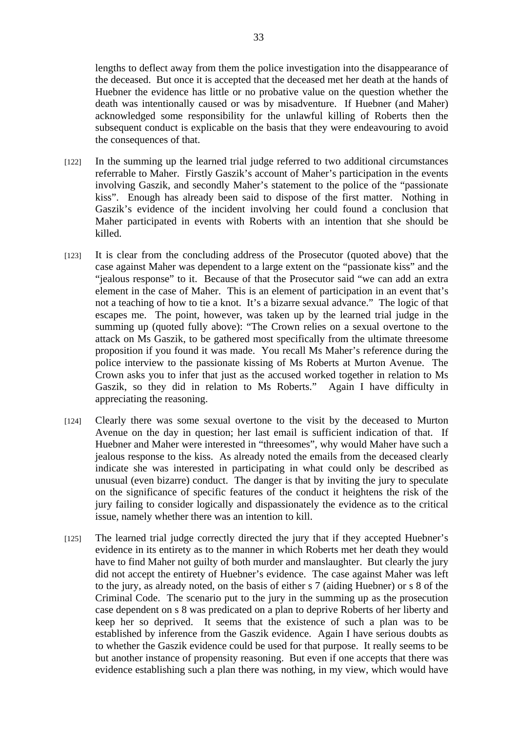lengths to deflect away from them the police investigation into the disappearance of the deceased. But once it is accepted that the deceased met her death at the hands of Huebner the evidence has little or no probative value on the question whether the death was intentionally caused or was by misadventure. If Huebner (and Maher) acknowledged some responsibility for the unlawful killing of Roberts then the subsequent conduct is explicable on the basis that they were endeavouring to avoid the consequences of that.

[122] In the summing up the learned trial judge referred to two additional circumstances referrable to Maher. Firstly Gaszik's account of Maher's participation in the events involving Gaszik, and secondly Maher's statement to the police of the "passionate kiss". Enough has already been said to dispose of the first matter. Nothing in Gaszik's evidence of the incident involving her could found a conclusion that Maher participated in events with Roberts with an intention that she should be killed.

[123] It is clear from the concluding address of the Prosecutor (quoted above) that the case against Maher was dependent to a large extent on the "passionate kiss" and the "jealous response" to it. Because of that the Prosecutor said "we can add an extra element in the case of Maher. This is an element of participation in an event that's not a teaching of how to tie a knot. It's a bizarre sexual advance." The logic of that escapes me. The point, however, was taken up by the learned trial judge in the summing up (quoted fully above): "The Crown relies on a sexual overtone to the attack on Ms Gaszik, to be gathered most specifically from the ultimate threesome proposition if you found it was made. You recall Ms Maher's reference during the police interview to the passionate kissing of Ms Roberts at Murton Avenue. The Crown asks you to infer that just as the accused worked together in relation to Ms Gaszik, so they did in relation to Ms Roberts." Again I have difficulty in appreciating the reasoning.

[124] Clearly there was some sexual overtone to the visit by the deceased to Murton Avenue on the day in question; her last email is sufficient indication of that. If Huebner and Maher were interested in "threesomes", why would Maher have such a jealous response to the kiss. As already noted the emails from the deceased clearly indicate she was interested in participating in what could only be described as unusual (even bizarre) conduct. The danger is that by inviting the jury to speculate on the significance of specific features of the conduct it heightens the risk of the jury failing to consider logically and dispassionately the evidence as to the critical issue, namely whether there was an intention to kill.

[125] The learned trial judge correctly directed the jury that if they accepted Huebner's evidence in its entirety as to the manner in which Roberts met her death they would have to find Maher not guilty of both murder and manslaughter. But clearly the jury did not accept the entirety of Huebner's evidence. The case against Maher was left to the jury, as already noted, on the basis of either s 7 (aiding Huebner) or s 8 of the Criminal Code. The scenario put to the jury in the summing up as the prosecution case dependent on s 8 was predicated on a plan to deprive Roberts of her liberty and keep her so deprived. It seems that the existence of such a plan was to be established by inference from the Gaszik evidence. Again I have serious doubts as to whether the Gaszik evidence could be used for that purpose. It really seems to be but another instance of propensity reasoning. But even if one accepts that there was evidence establishing such a plan there was nothing, in my view, which would have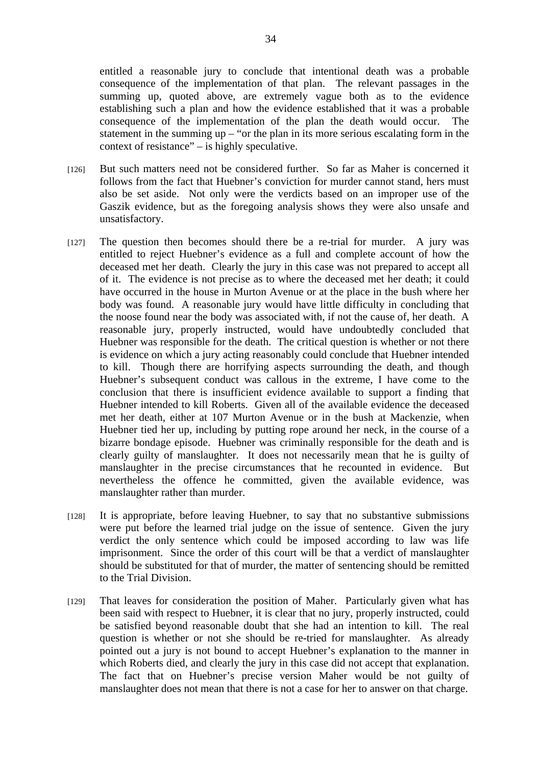entitled a reasonable jury to conclude that intentional death was a probable consequence of the implementation of that plan. The relevant passages in the summing up, quoted above, are extremely vague both as to the evidence establishing such a plan and how the evidence established that it was a probable consequence of the implementation of the plan the death would occur. The statement in the summing up – "or the plan in its more serious escalating form in the context of resistance" – is highly speculative.

[126] But such matters need not be considered further. So far as Maher is concerned it follows from the fact that Huebner's conviction for murder cannot stand, hers must also be set aside. Not only were the verdicts based on an improper use of the Gaszik evidence, but as the foregoing analysis shows they were also unsafe and unsatisfactory.

[127] The question then becomes should there be a re-trial for murder. A jury was entitled to reject Huebner's evidence as a full and complete account of how the deceased met her death. Clearly the jury in this case was not prepared to accept all of it. The evidence is not precise as to where the deceased met her death; it could have occurred in the house in Murton Avenue or at the place in the bush where her body was found. A reasonable jury would have little difficulty in concluding that the noose found near the body was associated with, if not the cause of, her death. A reasonable jury, properly instructed, would have undoubtedly concluded that Huebner was responsible for the death. The critical question is whether or not there is evidence on which a jury acting reasonably could conclude that Huebner intended to kill. Though there are horrifying aspects surrounding the death, and though Huebner's subsequent conduct was callous in the extreme, I have come to the conclusion that there is insufficient evidence available to support a finding that Huebner intended to kill Roberts. Given all of the available evidence the deceased met her death, either at 107 Murton Avenue or in the bush at Mackenzie, when Huebner tied her up, including by putting rope around her neck, in the course of a bizarre bondage episode. Huebner was criminally responsible for the death and is clearly guilty of manslaughter. It does not necessarily mean that he is guilty of manslaughter in the precise circumstances that he recounted in evidence. But nevertheless the offence he committed, given the available evidence, was manslaughter rather than murder.

[128] It is appropriate, before leaving Huebner, to say that no substantive submissions were put before the learned trial judge on the issue of sentence. Given the jury verdict the only sentence which could be imposed according to law was life imprisonment. Since the order of this court will be that a verdict of manslaughter should be substituted for that of murder, the matter of sentencing should be remitted to the Trial Division.

[129] That leaves for consideration the position of Maher. Particularly given what has been said with respect to Huebner, it is clear that no jury, properly instructed, could be satisfied beyond reasonable doubt that she had an intention to kill. The real question is whether or not she should be re-tried for manslaughter. As already pointed out a jury is not bound to accept Huebner's explanation to the manner in which Roberts died, and clearly the jury in this case did not accept that explanation. The fact that on Huebner's precise version Maher would be not guilty of manslaughter does not mean that there is not a case for her to answer on that charge.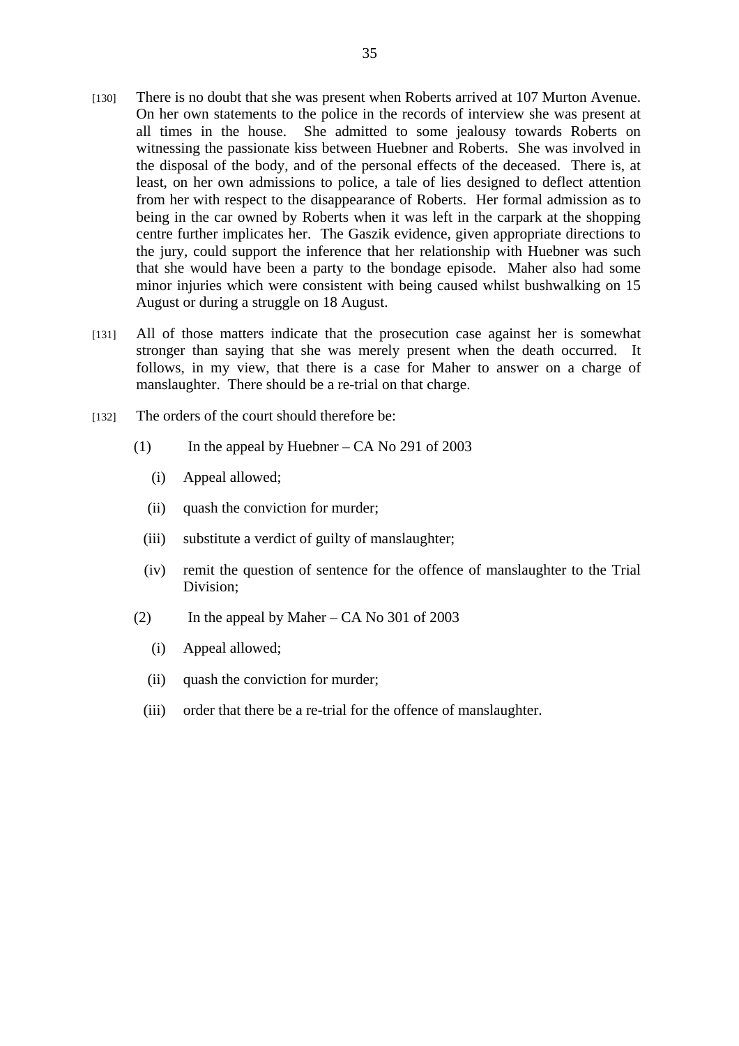[130] There is no doubt that she was present when Roberts arrived at 107 Murton Avenue. On her own statements to the police in the records of interview she was present at all times in the house. She admitted to some jealousy towards Roberts on witnessing the passionate kiss between Huebner and Roberts. She was involved in the disposal of the body, and of the personal effects of the deceased. There is, at least, on her own admissions to police, a tale of lies designed to deflect attention from her with respect to the disappearance of Roberts. Her formal admission as to being in the car owned by Roberts when it was left in the carpark at the shopping centre further implicates her. The Gaszik evidence, given appropriate directions to the jury, could support the inference that her relationship with Huebner was such that she would have been a party to the bondage episode. Maher also had some minor injuries which were consistent with being caused whilst bushwalking on 15 August or during a struggle on 18 August.

[131] All of those matters indicate that the prosecution case against her is somewhat stronger than saying that she was merely present when the death occurred. It follows, in my view, that there is a case for Maher to answer on a charge of manslaughter. There should be a re-trial on that charge.

[132] The orders of the court should therefore be:

(1) In the appeal by Huebner – CA No 291 of 2003

(i) Appeal allowed;

(ii) quash the conviction for murder;

(iii) substitute a verdict of guilty of manslaughter;

(iv) remit the question of sentence for the offence of manslaughter to the Trial Division;

(2) In the appeal by Maher – CA No 301 of 2003

(i) Appeal allowed;

(ii) quash the conviction for murder;

(iii) order that there be a re-trial for the offence of manslaughter.